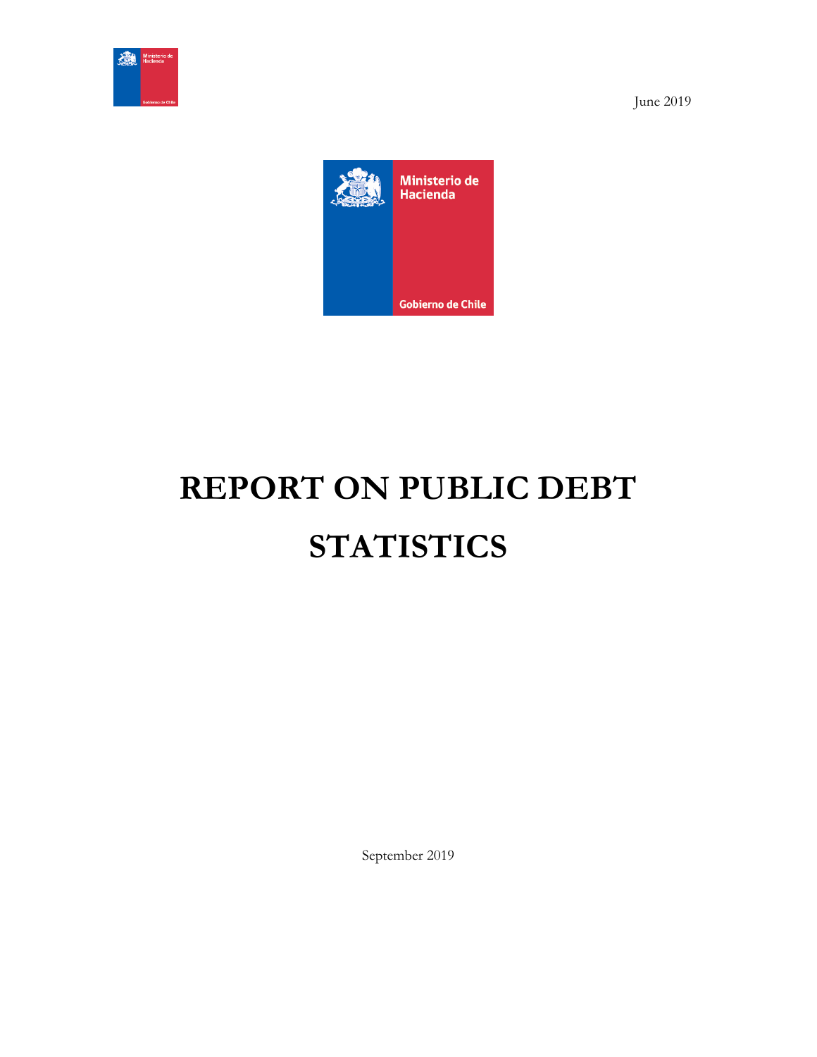June 2019

Ministerio de Hacienda

Gobierno de Chile

# REPORT ON PUBLIC DEBT STATISTICS

September 2019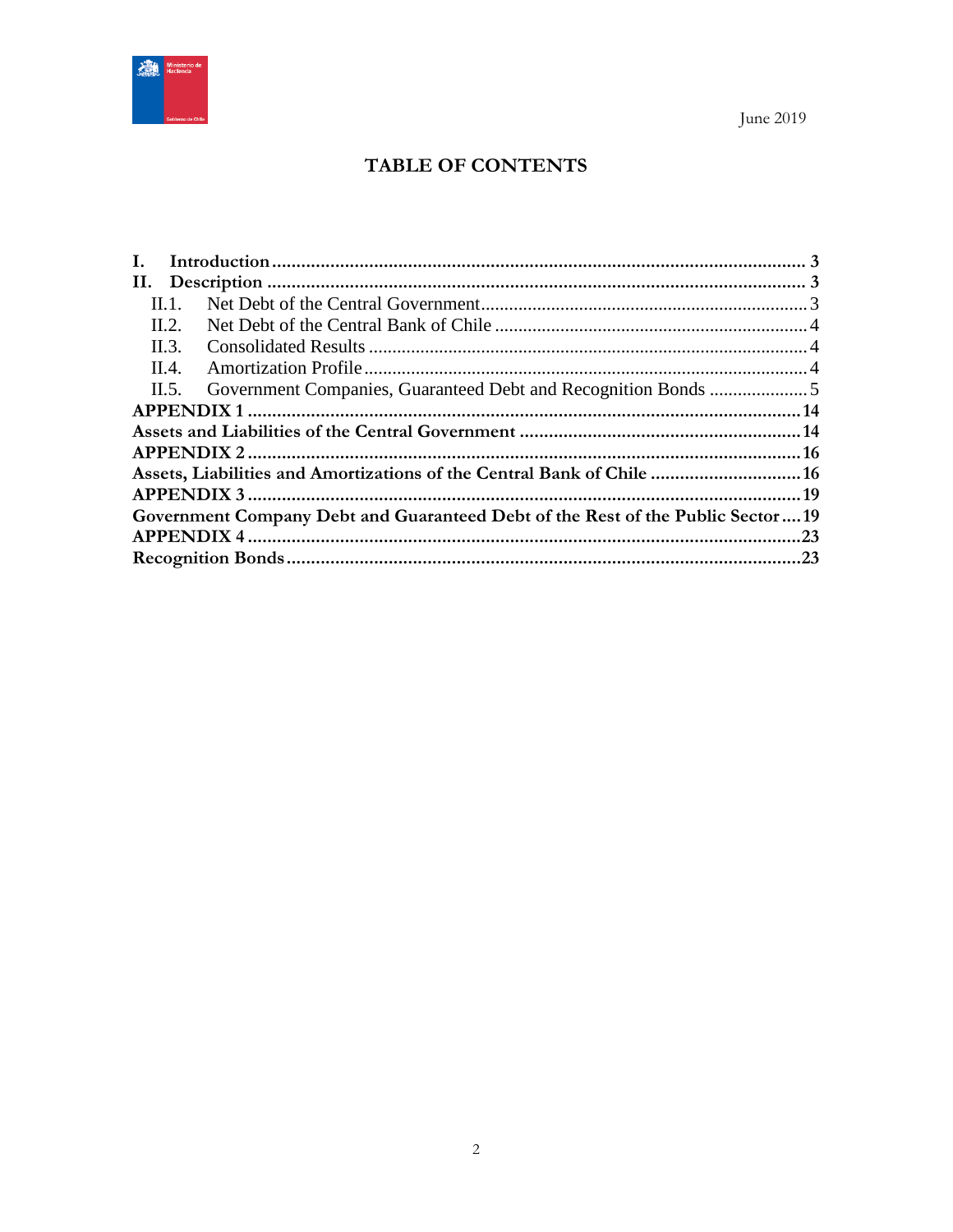June 2019

# TABLE OF CONTENTS

**I. Introduction** .......... **3**
**II. Description** .......... **3**
- II.1. Net Debt of the Central Government .......... 3
- II.2. Net Debt of the Central Bank of Chile .......... 4
- II.3. Consolidated Results .......... 4
- II.4. Amortization Profile .......... 4
- II.5. Government Companies, Guaranteed Debt and Recognition Bonds .......... 5

**APPENDIX 1** .......... **14**
**Assets and Liabilities of the Central Government** .......... **14**
**APPENDIX 2** .......... **16**
**Assets, Liabilities and Amortizations of the Central Bank of Chile** .......... **16**
**APPENDIX 3** .......... **19**
**Government Company Debt and Guaranteed Debt of the Rest of the Public Sector** .......... **19**
**APPENDIX 4** .......... **23**
**Recognition Bonds** .......... **23**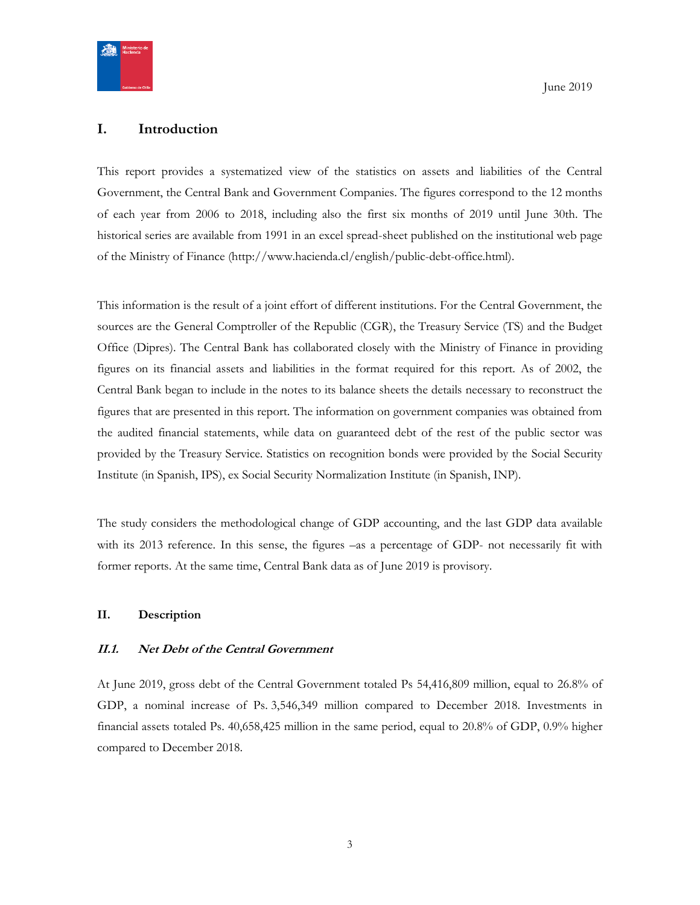June 2019

## I. Introduction

This report provides a systematized view of the statistics on assets and liabilities of the Central Government, the Central Bank and Government Companies. The figures correspond to the 12 months of each year from 2006 to 2018, including also the first six months of 2019 until June 30th. The historical series are available from 1991 in an excel spread-sheet published on the institutional web page of the Ministry of Finance (http://www.hacienda.cl/english/public-debt-office.html).

This information is the result of a joint effort of different institutions. For the Central Government, the sources are the General Comptroller of the Republic (CGR), the Treasury Service (TS) and the Budget Office (Dipres). The Central Bank has collaborated closely with the Ministry of Finance in providing figures on its financial assets and liabilities in the format required for this report. As of 2002, the Central Bank began to include in the notes to its balance sheets the details necessary to reconstruct the figures that are presented in this report. The information on government companies was obtained from the audited financial statements, while data on guaranteed debt of the rest of the public sector was provided by the Treasury Service. Statistics on recognition bonds were provided by the Social Security Institute (in Spanish, IPS), ex Social Security Normalization Institute (in Spanish, INP).

The study considers the methodological change of GDP accounting, and the last GDP data available with its 2013 reference. In this sense, the figures –as a percentage of GDP- not necessarily fit with former reports. At the same time, Central Bank data as of June 2019 is provisory.

## II. Description

### *II.1. Net Debt of the Central Government*

At June 2019, gross debt of the Central Government totaled Ps 54,416,809 million, equal to 26.8% of GDP, a nominal increase of Ps. 3,546,349 million compared to December 2018. Investments in financial assets totaled Ps. 40,658,425 million in the same period, equal to 20.8% of GDP, 0.9% higher compared to December 2018.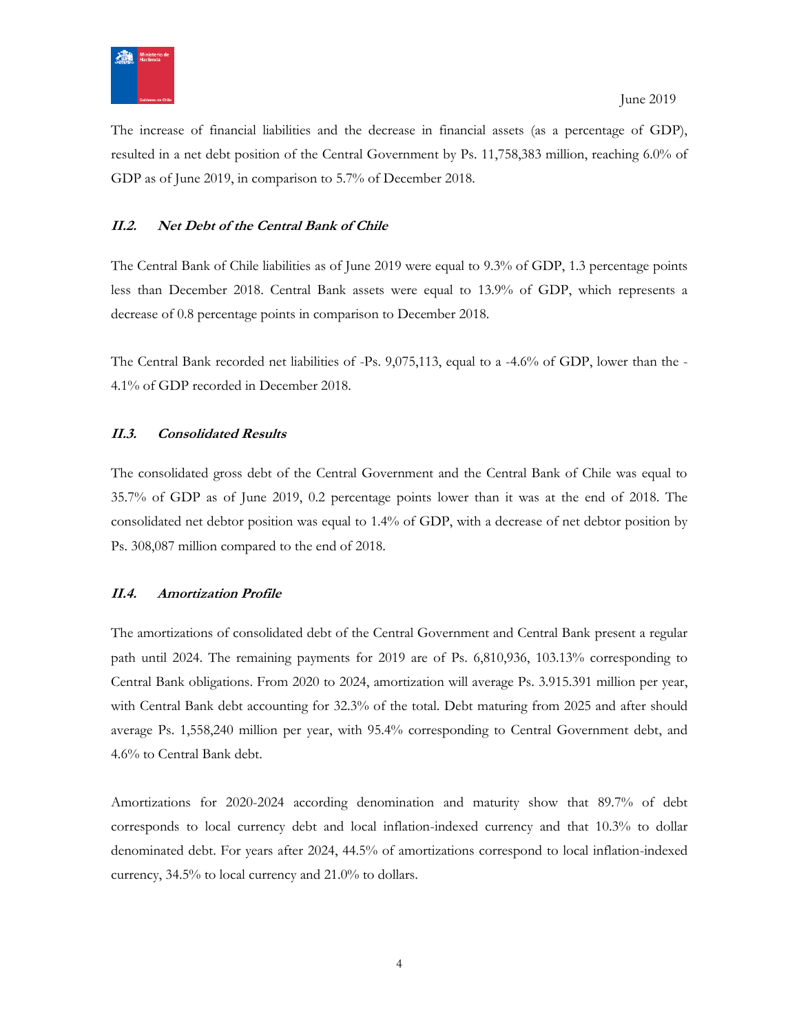The increase of financial liabilities and the decrease in financial assets (as a percentage of GDP), resulted in a net debt position of the Central Government by Ps. 11,758,383 million, reaching 6.0% of GDP as of June 2019, in comparison to 5.7% of December 2018.

### *II.2. Net Debt of the Central Bank of Chile*

The Central Bank of Chile liabilities as of June 2019 were equal to 9.3% of GDP, 1.3 percentage points less than December 2018. Central Bank assets were equal to 13.9% of GDP, which represents a decrease of 0.8 percentage points in comparison to December 2018.

The Central Bank recorded net liabilities of -Ps. 9,075,113, equal to a -4.6% of GDP, lower than the -4.1% of GDP recorded in December 2018.

### *II.3. Consolidated Results*

The consolidated gross debt of the Central Government and the Central Bank of Chile was equal to 35.7% of GDP as of June 2019, 0.2 percentage points lower than it was at the end of 2018. The consolidated net debtor position was equal to 1.4% of GDP, with a decrease of net debtor position by Ps. 308,087 million compared to the end of 2018.

### *II.4. Amortization Profile*

The amortizations of consolidated debt of the Central Government and Central Bank present a regular path until 2024. The remaining payments for 2019 are of Ps. 6,810,936, 103.13% corresponding to Central Bank obligations. From 2020 to 2024, amortization will average Ps. 3.915.391 million per year, with Central Bank debt accounting for 32.3% of the total. Debt maturing from 2025 and after should average Ps. 1,558,240 million per year, with 95.4% corresponding to Central Government debt, and 4.6% to Central Bank debt.

Amortizations for 2020-2024 according denomination and maturity show that 89.7% of debt corresponds to local currency debt and local inflation-indexed currency and that 10.3% to dollar denominated debt. For years after 2024, 44.5% of amortizations correspond to local inflation-indexed currency, 34.5% to local currency and 21.0% to dollars.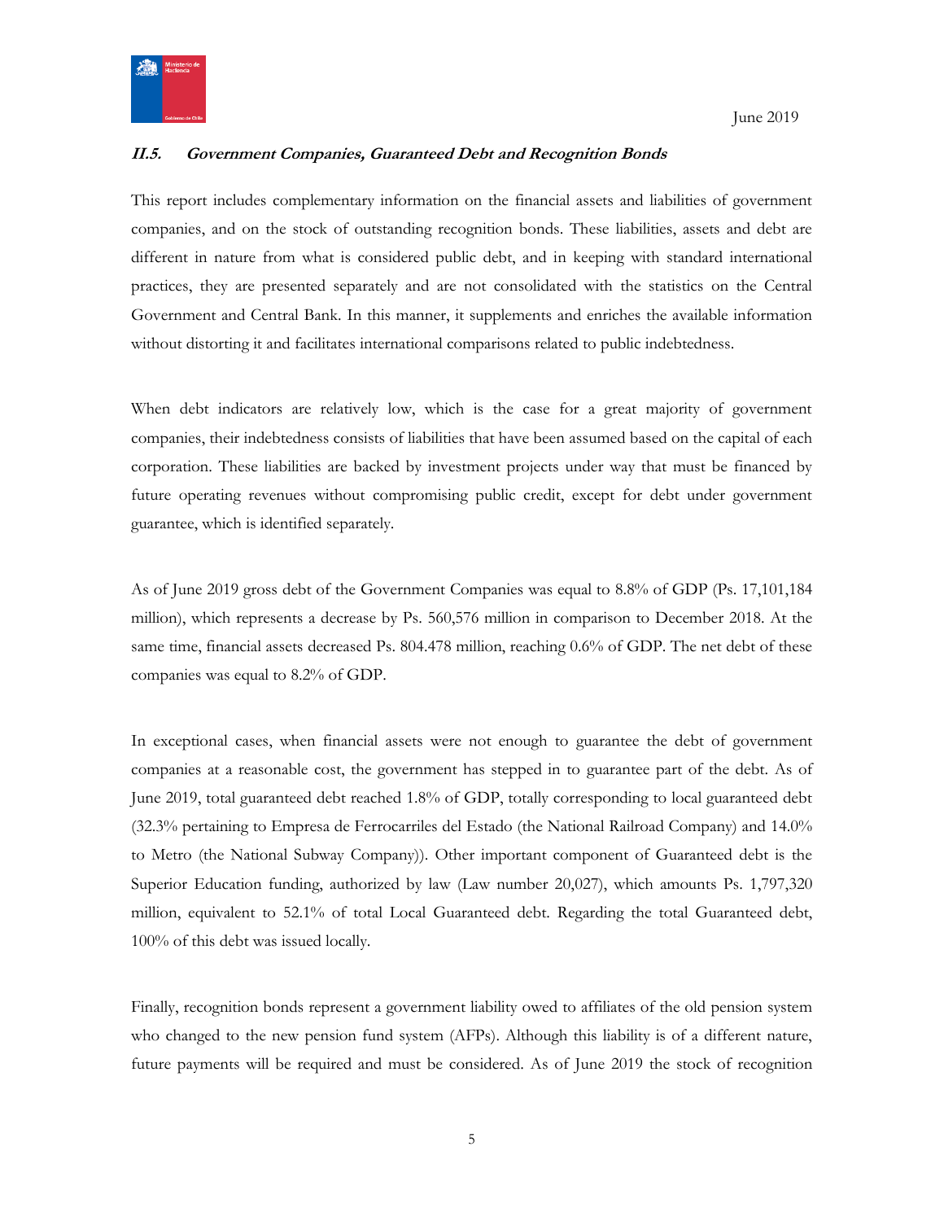### *II.5. Government Companies, Guaranteed Debt and Recognition Bonds*

This report includes complementary information on the financial assets and liabilities of government companies, and on the stock of outstanding recognition bonds. These liabilities, assets and debt are different in nature from what is considered public debt, and in keeping with standard international practices, they are presented separately and are not consolidated with the statistics on the Central Government and Central Bank. In this manner, it supplements and enriches the available information without distorting it and facilitates international comparisons related to public indebtedness.

When debt indicators are relatively low, which is the case for a great majority of government companies, their indebtedness consists of liabilities that have been assumed based on the capital of each corporation. These liabilities are backed by investment projects under way that must be financed by future operating revenues without compromising public credit, except for debt under government guarantee, which is identified separately.

As of June 2019 gross debt of the Government Companies was equal to 8.8% of GDP (Ps. 17,101,184 million), which represents a decrease by Ps. 560,576 million in comparison to December 2018. At the same time, financial assets decreased Ps. 804.478 million, reaching 0.6% of GDP. The net debt of these companies was equal to 8.2% of GDP.

In exceptional cases, when financial assets were not enough to guarantee the debt of government companies at a reasonable cost, the government has stepped in to guarantee part of the debt. As of June 2019, total guaranteed debt reached 1.8% of GDP, totally corresponding to local guaranteed debt (32.3% pertaining to Empresa de Ferrocarriles del Estado (the National Railroad Company) and 14.0% to Metro (the National Subway Company)). Other important component of Guaranteed debt is the Superior Education funding, authorized by law (Law number 20,027), which amounts Ps. 1,797,320 million, equivalent to 52.1% of total Local Guaranteed debt. Regarding the total Guaranteed debt, 100% of this debt was issued locally.

Finally, recognition bonds represent a government liability owed to affiliates of the old pension system who changed to the new pension fund system (AFPs). Although this liability is of a different nature, future payments will be required and must be considered. As of June 2019 the stock of recognition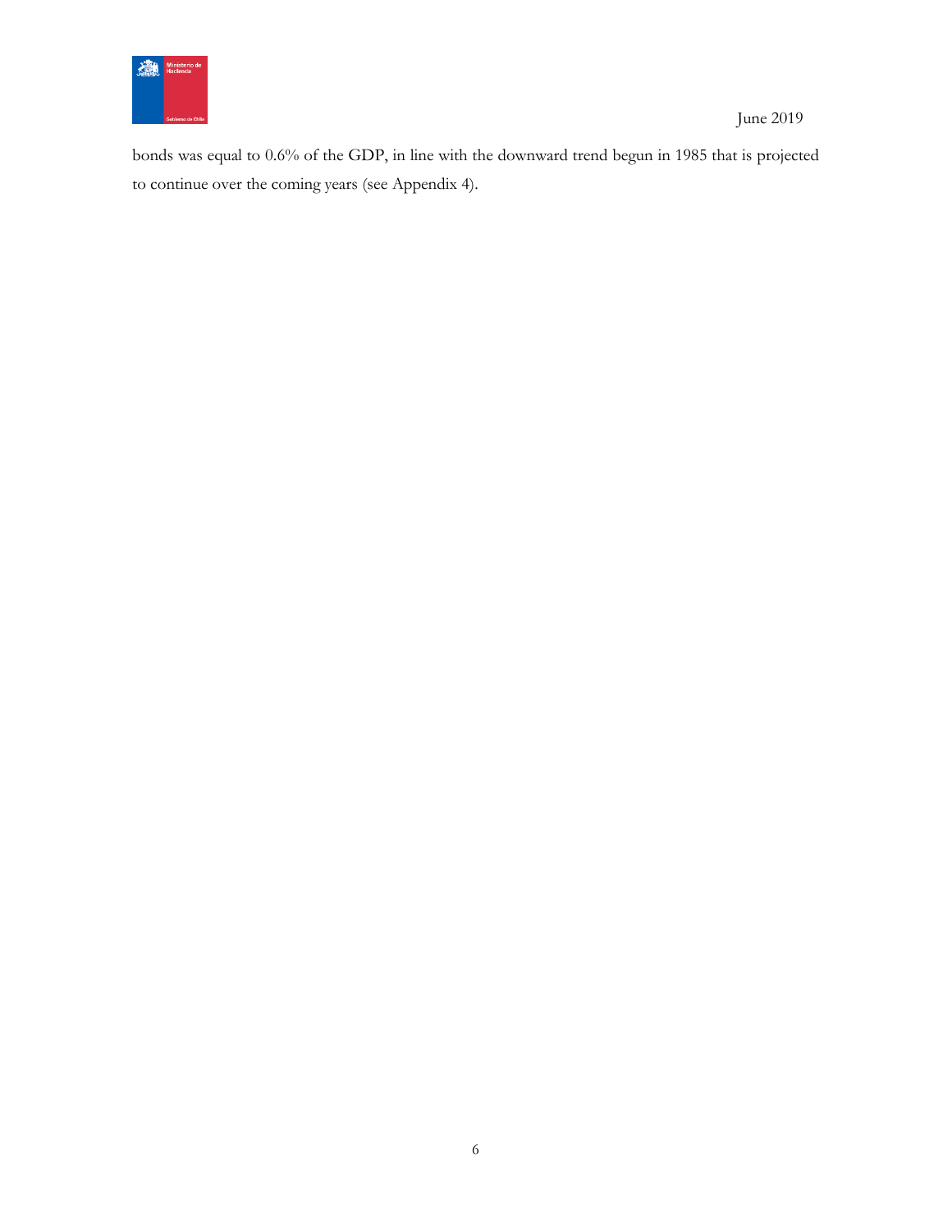bonds was equal to 0.6% of the GDP, in line with the downward trend begun in 1985 that is projected to continue over the coming years (see Appendix 4).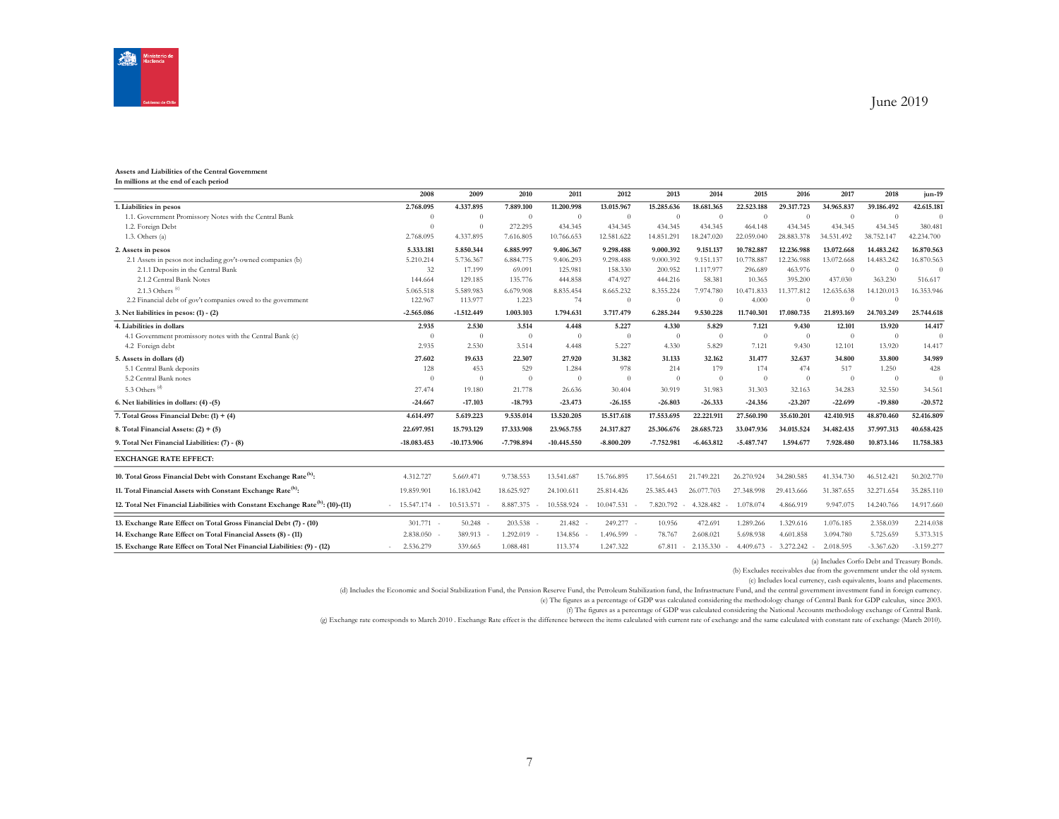**Assets and Liabilities of the Central Government**
**In millions at the end of each period**

| | 2008 | 2009 | 2010 | 2011 | 2012 | 2013 | 2014 | 2015 | 2016 | 2017 | 2018 | jun-19 |
|---|---|---|---|---|---|---|---|---|---|---|---|---|
| **1. Liabilities in pesos** | **2.768.095** | **4.337.895** | **7.889.100** | **11.200.998** | **13.015.967** | **15.285.636** | **18.681.365** | **22.523.188** | **29.317.723** | **34.965.837** | **39.186.492** | **42.615.181** |
| 1.1. Government Promissory Notes with the Central Bank | 0 | 0 | 0 | 0 | 0 | 0 | 0 | 0 | 0 | 0 | 0 | 0 |
| 1.2. Foreign Debt | 0 | 0 | 272.295 | 434.345 | 434.345 | 434.345 | 434.345 | 464.148 | 434.345 | 434.345 | 434.345 | 380.481 |
| 1.3. Others (a) | 2.768.095 | 4.337.895 | 7.616.805 | 10.766.653 | 12.581.622 | 14.851.291 | 18.247.020 | 22.059.040 | 28.883.378 | 34.531.492 | 38.752.147 | 42.234.700 |
| **2. Assets in pesos** | **5.333.181** | **5.850.344** | **6.885.997** | **9.406.367** | **9.298.488** | **9.000.392** | **9.151.137** | **10.782.887** | **12.236.988** | **13.072.668** | **14.483.242** | **16.870.563** |
| 2.1 Assets in pesos not including gov't-owned companies (b) | 5.210.214 | 5.736.367 | 6.884.775 | 9.406.293 | 9.298.488 | 9.000.392 | 9.151.137 | 10.778.887 | 12.236.988 | 13.072.668 | 14.483.242 | 16.870.563 |
| 2.1.1 Deposits in the Central Bank | 32 | 17.199 | 69.091 | 125.981 | 158.330 | 200.952 | 1.117.977 | 296.689 | 463.976 | 0 | 0 | 0 |
| 2.1.2 Central Bank Notes | 144.664 | 129.185 | 135.776 | 444.858 | 474.927 | 444.216 | 58.381 | 10.365 | 395.200 | 437.030 | 363.230 | 516.617 |
| 2.1.3 Others [c] | 5.065.518 | 5.589.983 | 6.679.908 | 8.835.454 | 8.665.232 | 8.355.224 | 7.974.780 | 10.471.833 | 11.377.812 | 12.635.638 | 14.120.013 | 16.353.946 |
| 2.2 Financial debt of gov't companies owed to the government | 122.967 | 113.977 | 1.223 | 74 | 0 | 0 | 0 | 4.000 | 0 | 0 | 0 | |
| **3. Net liabilities in pesos: (1) - (2)** | **-2.565.086** | **-1.512.449** | **1.003.103** | **1.794.631** | **3.717.479** | **6.285.244** | **9.530.228** | **11.740.301** | **17.080.735** | **21.893.169** | **24.703.249** | **25.744.618** |
| **4. Liabilities in dollars** | **2.935** | **2.530** | **3.514** | **4.448** | **5.227** | **4.330** | **5.829** | **7.121** | **9.430** | **12.101** | **13.920** | **14.417** |
| 4.1 Government promissory notes with the Central Bank (c) | 0 | 0 | 0 | 0 | 0 | 0 | 0 | 0 | 0 | 0 | 0 | 0 |
| 4.2 Foreign debt | 2.935 | 2.530 | 3.514 | 4.448 | 5.227 | 4.330 | 5.829 | 7.121 | 9.430 | 12.101 | 13.920 | 14.417 |
| **5. Assets in dollars (d)** | **27.602** | **19.633** | **22.307** | **27.920** | **31.382** | **31.133** | **32.162** | **31.477** | **32.637** | **34.800** | **33.800** | **34.989** |
| 5.1 Central Bank deposits | 128 | 453 | 529 | 1.284 | 978 | 214 | 179 | 174 | 474 | 517 | 1.250 | 428 |
| 5.2 Central Bank notes | 0 | 0 | 0 | 0 | 0 | 0 | 0 | 0 | 0 | 0 | 0 | 0 |
| 5.3 Others [d] | 27.474 | 19.180 | 21.778 | 26.636 | 30.404 | 30.919 | 31.983 | 31.303 | 32.163 | 34.283 | 32.550 | 34.561 |
| **6. Net liabilities in dollars: (4) -(5)** | **-24.667** | **-17.103** | **-18.793** | **-23.473** | **-26.155** | **-26.803** | **-26.333** | **-24.356** | **-23.207** | **-22.699** | **-19.880** | **-20.572** |
| **7. Total Gross Financial Debt: (1) + (4)** | **4.614.497** | **5.619.223** | **9.535.014** | **13.520.205** | **15.517.618** | **17.553.695** | **22.221.911** | **27.560.190** | **35.610.201** | **42.410.915** | **48.870.460** | **52.416.809** |
| **8. Total Financial Assets: (2) + (5)** | **22.697.951** | **15.793.129** | **17.333.908** | **23.965.755** | **24.317.827** | **25.306.676** | **28.685.723** | **33.047.936** | **34.015.524** | **34.482.435** | **37.997.313** | **40.658.425** |
| **9. Total Net Financial Liabilities: (7) - (8)** | **-18.083.453** | **-10.173.906** | **-7.798.894** | **-10.445.550** | **-8.800.209** | **-7.752.981** | **-6.463.812** | **-5.487.747** | **1.594.677** | **7.928.480** | **10.873.146** | **11.758.383** |
| **EXCHANGE RATE EFFECT:** | | | | | | | | | | | | |
| **10. Total Gross Financial Debt with Constant Exchange Rate[h]:** | 4.312.727 | 5.669.471 | 9.738.553 | 13.541.687 | 15.766.895 | 17.564.651 | 21.749.221 | 26.270.924 | 34.280.585 | 41.334.730 | 46.512.421 | 50.202.770 |
| **11. Total Financial Assets with Constant Exchange Rate[h]:** | 19.859.901 | 16.183.042 | 18.625.927 | 24.100.611 | 25.814.426 | 25.385.443 | 26.077.703 | 27.348.998 | 29.413.666 | 31.387.655 | 32.271.654 | 35.285.110 |
| **12. Total Net Financial Liabilities with Constant Exchange Rate[h]: (10)-(11)** | -15.547.174 | -10.513.571 | -8.887.375 | -10.558.924 | -10.047.531 | -7.820.792 | -4.328.482 | -1.078.074 | 4.866.919 | 9.947.075 | 14.240.766 | 14.917.660 |
| **13. Exchange Rate Effect on Total Gross Financial Debt (7) - (10)** | 301.771 | -50.248 | -203.538 | -21.482 | -249.277 | -10.956 | 472.691 | 1.289.266 | 1.329.616 | 1.076.185 | 2.358.039 | 2.214.038 |
| **14. Exchange Rate Effect on Total Financial Assets (8) - (11)** | 2.838.050 | -389.913 | -1.292.019 | -134.856 | -1.496.599 | -78.767 | 2.608.021 | 5.698.938 | 4.601.858 | 3.094.780 | 5.725.659 | 5.373.315 |
| **15. Exchange Rate Effect on Total Net Financial Liabilities: (9) - (12)** | -2.536.279 | 339.665 | 1.088.481 | 113.374 | 1.247.322 | 67.811 | -2.135.330 | -4.409.673 | -3.272.242 | -2.018.595 | -3.367.620 | -3.159.277 |

(a) Includes Corfo Debt and Treasury Bonds.

(b) Excludes receivables due from the government under the old system.

(c) Includes local currency, cash equivalents, loans and placements.

(d) Includes the Economic and Social Stabilization Fund, the Pension Reserve Fund, the Petroleum Stabilization fund, the Infrastructure Fund, and the central government investment fund in foreign currency.

(e) The figures as a percentage of GDP was calculated considering the methodology change of Central Bank for GDP calculus, since 2003.

(f) The figures as a percentage of GDP was calculated considering the National Accounts methodology exchange of Central Bank.

(g) Exchange rate corresponds to March 2010 . Exchange Rate effect is the difference between the items calculated with current rate of exchange and the same calculated with constant rate of exchange (March 2010).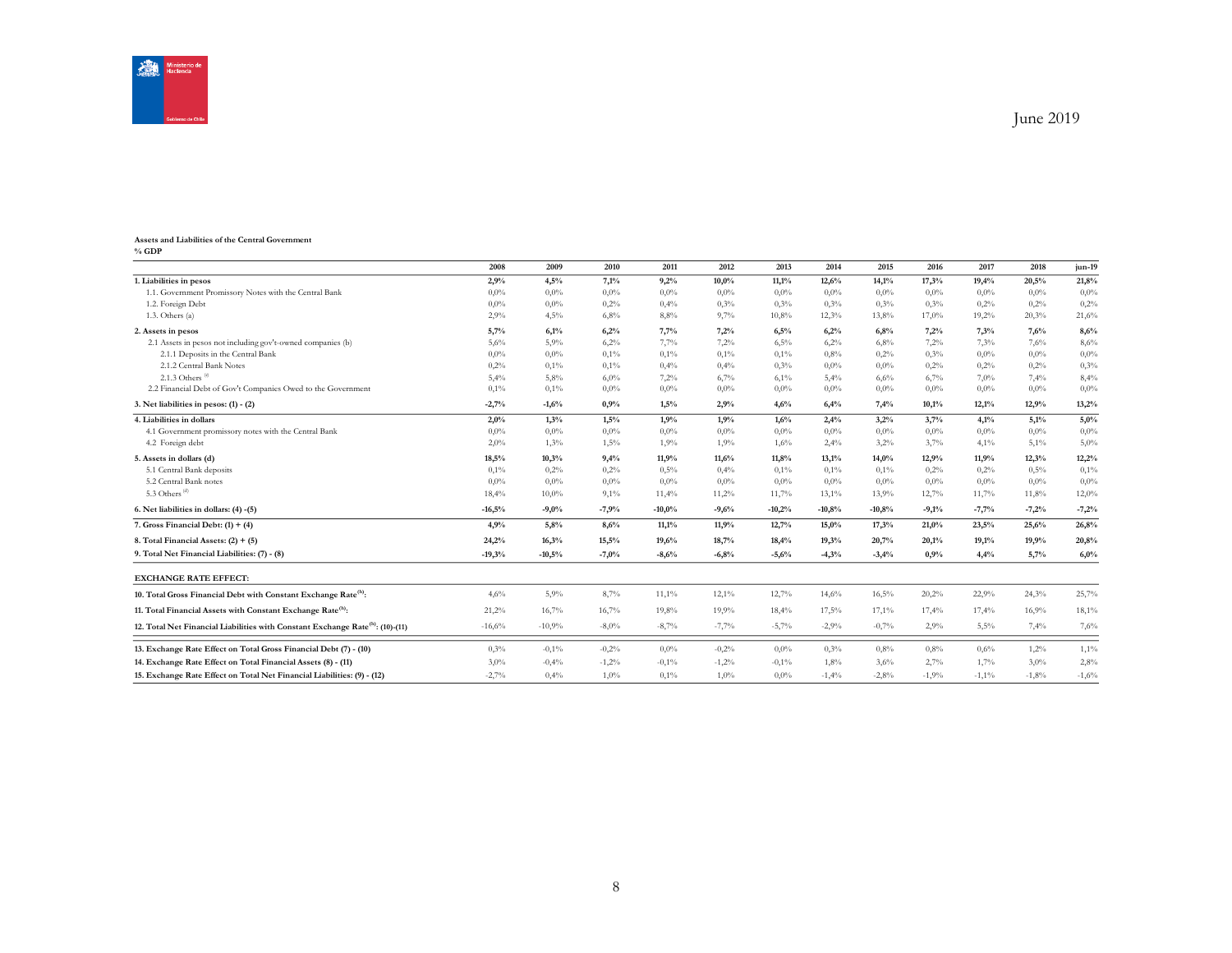June 2019

**Assets and Liabilities of the Central Government**
**% GDP**

| | 2008 | 2009 | 2010 | 2011 | 2012 | 2013 | 2014 | 2015 | 2016 | 2017 | 2018 | jun-19 |
|---|---|---|---|---|---|---|---|---|---|---|---|---|
| **1. Liabilities in pesos** | **2,9%** | **4,5%** | **7,1%** | **9,2%** | **10,0%** | **11,1%** | **12,6%** | **14,1%** | **17,3%** | **19,4%** | **20,5%** | **21,8%** |
| 1.1. Government Promissory Notes with the Central Bank | 0,0% | 0,0% | 0,0% | 0,0% | 0,0% | 0,0% | 0,0% | 0,0% | 0,0% | 0,0% | 0,0% | 0,0% |
| 1.2. Foreign Debt | 0,0% | 0,0% | 0,2% | 0,4% | 0,3% | 0,3% | 0,3% | 0,3% | 0,3% | 0,2% | 0,2% | 0,2% |
| 1.3. Others (a) | 2,9% | 4,5% | 6,8% | 8,8% | 9,7% | 10,8% | 12,3% | 13,8% | 17,0% | 19,2% | 20,3% | 21,6% |
| **2. Assets in pesos** | **5,7%** | **6,1%** | **6,2%** | **7,7%** | **7,2%** | **6,5%** | **6,2%** | **6,8%** | **7,2%** | **7,3%** | **7,6%** | **8,6%** |
| 2.1 Assets in pesos not including gov't-owned companies (b) | 5,6% | 5,9% | 6,2% | 7,7% | 7,2% | 6,5% | 6,2% | 6,8% | 7,2% | 7,3% | 7,6% | 8,6% |
| 2.1.1 Deposits in the Central Bank | 0,0% | 0,0% | 0,1% | 0,1% | 0,1% | 0,1% | 0,8% | 0,2% | 0,3% | 0,0% | 0,0% | 0,0% |
| 2.1.2 Central Bank Notes | 0,2% | 0,1% | 0,1% | 0,4% | 0,4% | 0,3% | 0,0% | 0,0% | 0,2% | 0,2% | 0,2% | 0,3% |
| 2.1.3 Others [c] | 5,4% | 5,8% | 6,0% | 7,2% | 6,7% | 6,1% | 5,4% | 6,6% | 6,7% | 7,0% | 7,4% | 8,4% |
| 2.2 Financial Debt of Gov't Companies Owed to the Government | 0,1% | 0,1% | 0,0% | 0,0% | 0,0% | 0,0% | 0,0% | 0,0% | 0,0% | 0,0% | 0,0% | 0,0% |
| **3. Net liabilities in pesos: (1) - (2)** | **-2,7%** | **-1,6%** | **0,9%** | **1,5%** | **2,9%** | **4,6%** | **6,4%** | **7,4%** | **10,1%** | **12,1%** | **12,9%** | **13,2%** |
| **4. Liabilities in dollars** | **2,0%** | **1,3%** | **1,5%** | **1,9%** | **1,9%** | **1,6%** | **2,4%** | **3,2%** | **3,7%** | **4,1%** | **5,1%** | **5,0%** |
| 4.1 Government promissory notes with the Central Bank | 0,0% | 0,0% | 0,0% | 0,0% | 0,0% | 0,0% | 0,0% | 0,0% | 0,0% | 0,0% | 0,0% | 0,0% |
| 4.2 Foreign debt | 2,0% | 1,3% | 1,5% | 1,9% | 1,9% | 1,6% | 2,4% | 3,2% | 3,7% | 4,1% | 5,1% | 5,0% |
| **5. Assets in dollars (d)** | **18,5%** | **10,3%** | **9,4%** | **11,9%** | **11,6%** | **11,8%** | **13,1%** | **14,0%** | **12,9%** | **11,9%** | **12,3%** | **12,2%** |
| 5.1 Central Bank deposits | 0,1% | 0,2% | 0,2% | 0,5% | 0,4% | 0,1% | 0,1% | 0,1% | 0,2% | 0,2% | 0,5% | 0,1% |
| 5.2 Central Bank notes | 0,0% | 0,0% | 0,0% | 0,0% | 0,0% | 0,0% | 0,0% | 0,0% | 0,0% | 0,0% | 0,0% | 0,0% |
| 5.3 Others [d] | 18,4% | 10,0% | 9,1% | 11,4% | 11,2% | 11,7% | 13,1% | 13,9% | 12,7% | 11,7% | 11,8% | 12,0% |
| **6. Net liabilities in dollars: (4) -(5)** | **-16,5%** | **-9,0%** | **-7,9%** | **-10,0%** | **-9,6%** | **-10,2%** | **-10,8%** | **-10,8%** | **-9,1%** | **-7,7%** | **-7,2%** | **-7,2%** |
| **7. Gross Financial Debt: (1) + (4)** | **4,9%** | **5,8%** | **8,6%** | **11,1%** | **11,9%** | **12,7%** | **15,0%** | **17,3%** | **21,0%** | **23,5%** | **25,6%** | **26,8%** |
| **8. Total Financial Assets: (2) + (5)** | **24,2%** | **16,3%** | **15,5%** | **19,6%** | **18,7%** | **18,4%** | **19,3%** | **20,7%** | **20,1%** | **19,1%** | **19,9%** | **20,8%** |
| **9. Total Net Financial Liabilities: (7) - (8)** | **-19,3%** | **-10,5%** | **-7,0%** | **-8,6%** | **-6,8%** | **-5,6%** | **-4,3%** | **-3,4%** | **0,9%** | **4,4%** | **5,7%** | **6,0%** |
| **EXCHANGE RATE EFFECT:** | | | | | | | | | | | | |
| **10. Total Gross Financial Debt with Constant Exchange Rate[h]:** | 4,6% | 5,9% | 8,7% | 11,1% | 12,1% | 12,7% | 14,6% | 16,5% | 20,2% | 22,9% | 24,3% | 25,7% |
| **11. Total Financial Assets with Constant Exchange Rate[h]:** | 21,2% | 16,7% | 16,7% | 19,8% | 19,9% | 18,4% | 17,5% | 17,1% | 17,4% | 17,4% | 16,9% | 18,1% |
| **12. Total Net Financial Liabilities with Constant Exchange Rate[h]: (10)-(11)** | -16,6% | -10,9% | -8,0% | -8,7% | -7,7% | -5,7% | -2,9% | -0,7% | 2,9% | 5,5% | 7,4% | 7,6% |
| **13. Exchange Rate Effect on Total Gross Financial Debt (7) - (10)** | 0,3% | -0,1% | -0,2% | 0,0% | -0,2% | 0,0% | 0,3% | 0,8% | 0,8% | 0,6% | 1,2% | 1,1% |
| **14. Exchange Rate Effect on Total Financial Assets (8) - (11)** | 3,0% | -0,4% | -1,2% | -0,1% | -1,2% | -0,1% | 1,8% | 3,6% | 2,7% | 1,7% | 3,0% | 2,8% |
| **15. Exchange Rate Effect on Total Net Financial Liabilities: (9) - (12)** | -2,7% | 0,4% | 1,0% | 0,1% | 1,0% | 0,0% | -1,4% | -2,8% | -1,9% | -1,1% | -1,8% | -1,6% |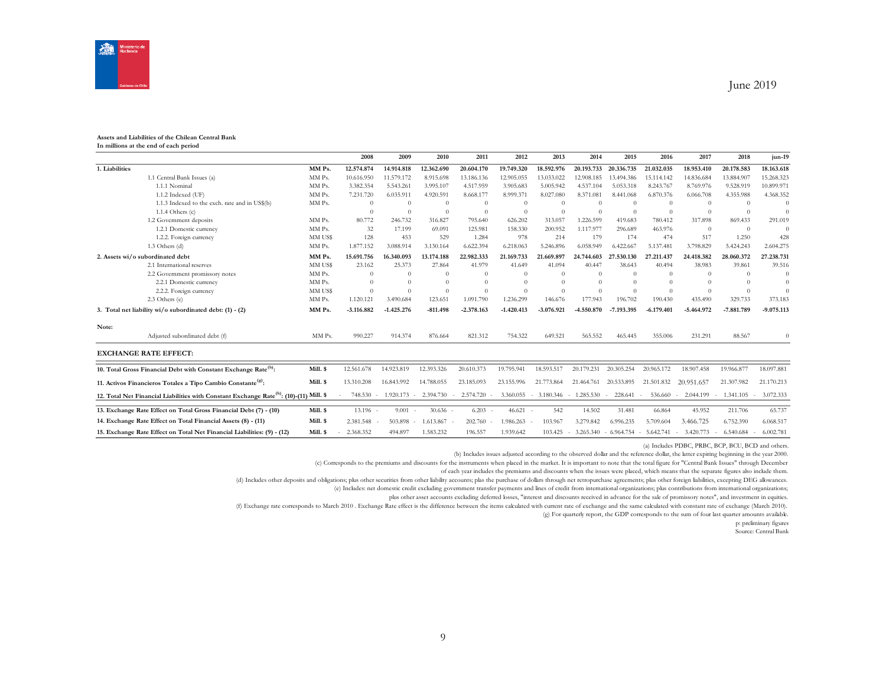**Assets and Liabilities of the Chilean Central Bank**
**In millions at the end of each period**

| | | 2008 | 2009 | 2010 | 2011 | 2012 | 2013 | 2014 | 2015 | 2016 | 2017 | 2018 | jun-19 |
|---|---|---|---|---|---|---|---|---|---|---|---|---|---|
| **1. Liabilities** | **MM Ps.** | **12.574.874** | **14.914.818** | **12.362.690** | **20.604.170** | **19.749.320** | **18.592.976** | **20.193.733** | **20.336.735** | **21.032.035** | **18.953.410** | **20.178.583** | **18.163.618** |
| 1.1 Central Bank Issues (a) | MM Ps. | 10.616.950 | 11.579.172 | 8.915.698 | 13.186.136 | 12.905.055 | 13.033.022 | 12.908.185 | 13.494.386 | 15.114.142 | 14.836.684 | 13.884.907 | 15.268.323 |
| 1.1.1 Nominal | MM Ps. | 3.382.354 | 5.543.261 | 3.995.107 | 4.517.959 | 3.905.683 | 5.005.942 | 4.537.104 | 5.053.318 | 8.243.767 | 8.769.976 | 9.528.919 | 10.899.971 |
| 1.1.2 Indexed (UF) | MM Ps. | 7.231.720 | 6.035.911 | 4.920.591 | 8.668.177 | 8.999.371 | 8.027.080 | 8.371.081 | 8.441.068 | 6.870.376 | 6.066.708 | 4.355.988 | 4.368.352 |
| 1.1.3 Indexed to the exch. rate and in US$(b) | MM Ps. | 0 | 0 | 0 | 0 | 0 | 0 | 0 | 0 | 0 | 0 | 0 | 0 |
| 1.1.4 Others (c) | | 0 | 0 | 0 | 0 | 0 | 0 | 0 | 0 | 0 | 0 | 0 | 0 |
| 1.2 Government deposits | MM Ps. | 80.772 | 246.732 | 316.827 | 795.640 | 626.202 | 313.057 | 1.226.599 | 419.683 | 780.412 | 317.898 | 869.433 | 291.019 |
| 1.2.1 Domestic currency | MM Ps. | 32 | 17.199 | 69.091 | 125.981 | 158.330 | 200.952 | 1.117.977 | 296.689 | 463.976 | 0 | 0 | 0 |
| 1.2.2. Foreign currency | MM US$ | 128 | 453 | 529 | 1.284 | 978 | 214 | 179 | 174 | 474 | 517 | 1.250 | 428 |
| 1.3 Others (d) | MM Ps. | 1.877.152 | 3.088.914 | 3.130.164 | 6.622.394 | 6.218.063 | 5.246.896 | 6.058.949 | 6.422.667 | 5.137.481 | 3.798.829 | 5.424.243 | 2.604.275 |
| **2. Assets wi/o subordinated debt** | **MM Ps.** | **15.691.756** | **16.340.093** | **13.174.188** | **22.982.333** | **21.169.733** | **21.669.897** | **24.744.603** | **27.530.130** | **27.211.437** | **24.418.382** | **28.060.372** | **27.238.731** |
| 2.1 International reserves | MM US$ | 23.162 | 25.373 | 27.864 | 41.979 | 41.649 | 41.094 | 40.447 | 38.643 | 40.494 | 38.983 | 39.861 | 39.516 |
| 2.2 Government promissory notes | MM Ps. | 0 | 0 | 0 | 0 | 0 | 0 | 0 | 0 | 0 | 0 | 0 | 0 |
| 2.2.1 Domestic currency | MM Ps. | 0 | 0 | 0 | 0 | 0 | 0 | 0 | 0 | 0 | 0 | 0 | 0 |
| 2.2.2. Foreign currency | MM US$ | 0 | 0 | 0 | 0 | 0 | 0 | 0 | 0 | 0 | 0 | 0 | 0 |
| 2.3 Others (e) | MM Ps. | 1.120.121 | 3.490.684 | 123.651 | 1.091.790 | 1.236.299 | 146.676 | 177.943 | 196.702 | 190.430 | 435.490 | 329.733 | 373.183 |
| **3. Total net liability wi/o subordinated debt: (1) - (2)** | **MM Ps.** | **-3.116.882** | **-1.425.276** | **-811.498** | **-2.378.163** | **-1.420.413** | **-3.076.921** | **-4.550.870** | **-7.193.395** | **-6.179.401** | **-5.464.972** | **-7.881.789** | **-9.075.113** |
| **Note:** | | | | | | | | | | | | | |
| Adjusted subordinated debt (f) | MM Ps. | 990.227 | 914.374 | 876.664 | 821.312 | 754.322 | 649.521 | 565.552 | 465.445 | 355.006 | 231.291 | 88.567 | 0 |

**EXCHANGE RATE EFFECT:**

| | | 2008 | 2009 | 2010 | 2011 | 2012 | 2013 | 2014 | 2015 | 2016 | 2017 | 2018 | jun-19 |
|---|---|---|---|---|---|---|---|---|---|---|---|---|---|
| **10. Total Gross Financial Debt with Constant Exchange Rate[h]:** | **Mill. $** | 12.561.678 | 14.923.819 | 12.393.326 | 20.610.373 | 19.795.941 | 18.593.517 | 20.179.231 | 20.305.254 | 20.965.172 | 18.907.458 | 19.966.877 | 18.097.881 |
| **11. Activos Financieros Totales a Tipo Cambio Constante[g]:** | **Mill. $** | 13.310.208 | 16.843.992 | 14.788.055 | 23.185.093 | 23.155.996 | 21.773.864 | 21.464.761 | 20.533.895 | 21.501.832 | 20.951.657 | 21.307.982 | 21.170.213 |
| **12. Total Net Financial Liabilities with Constant Exchange Rate[h]: (10)-(11)** | **Mill. $** | -748.530 | -1.920.173 | -2.394.730 | -2.574.720 | -3.360.055 | -3.180.346 | -1.285.530 | -228.641 | -536.660 | -2.044.199 | -1.341.105 | -3.072.333 |
| **13. Exchange Rate Effect on Total Gross Financial Debt (7) - (10)** | **Mill. $** | 13.196 | -9.001 | -30.636 | -6.203 | -46.621 | -542 | 14.502 | 31.481 | 66.864 | 45.952 | 211.706 | 65.737 |
| **14. Exchange Rate Effect on Total Financial Assets (8) - (11)** | **Mill. $** | 2.381.548 | -503.898 | -1.613.867 | -202.760 | -1.986.263 | -103.967 | 3.279.842 | 6.996.235 | 5.709.604 | 3.466.725 | 6.752.390 | 6.068.517 |
| **15. Exchange Rate Effect on Total Net Financial Liabilities: (9) - (12)** | **Mill. $** | -2.368.352 | 494.897 | 1.583.232 | 196.557 | 1.939.642 | 103.425 | -3.265.340 | -6.964.754 | -5.642.741 | -3.420.773 | -6.540.684 | -6.002.781 |

(a) Includes PDBC, PRBC, BCP, BCU, BCD and others.

(b) Includes issues adjusted according to the observed dollar and the reference dollar, the latter expiring beginning in the year 2000.

(c) Corresponds to the premiums and discounts for the instruments when placed in the market. It is important to note that the total figure for "Central Bank Issues" through December of each year includes the premiums and discounts when the issues were placed, which means that the separate figures also include them.

(d) Includes other deposits and obligations; plus other securities from other liability accounts; plus the purchase of dollars through net retropurchase agreements; plus other foreign liabilities, excepting DEG allowances.

(e) Includes: net domestic credit excluding government transfer payments and lines of credit from international organizations; plus contributions from international organizations; plus other asset accounts excluding deferred losses, "interest and discounts received in advance for the sale of promissory notes", and investment in equities.

(f) Exchange rate corresponds to March 2010 . Exchange Rate effect is the difference between the items calculated with current rate of exchange and the same calculated with constant rate of exchange (March 2010).

(g) For quarterly report, the GDP corresponds to the sum of four last quarter amounts available.

p: preliminary figures

Source: Central Bank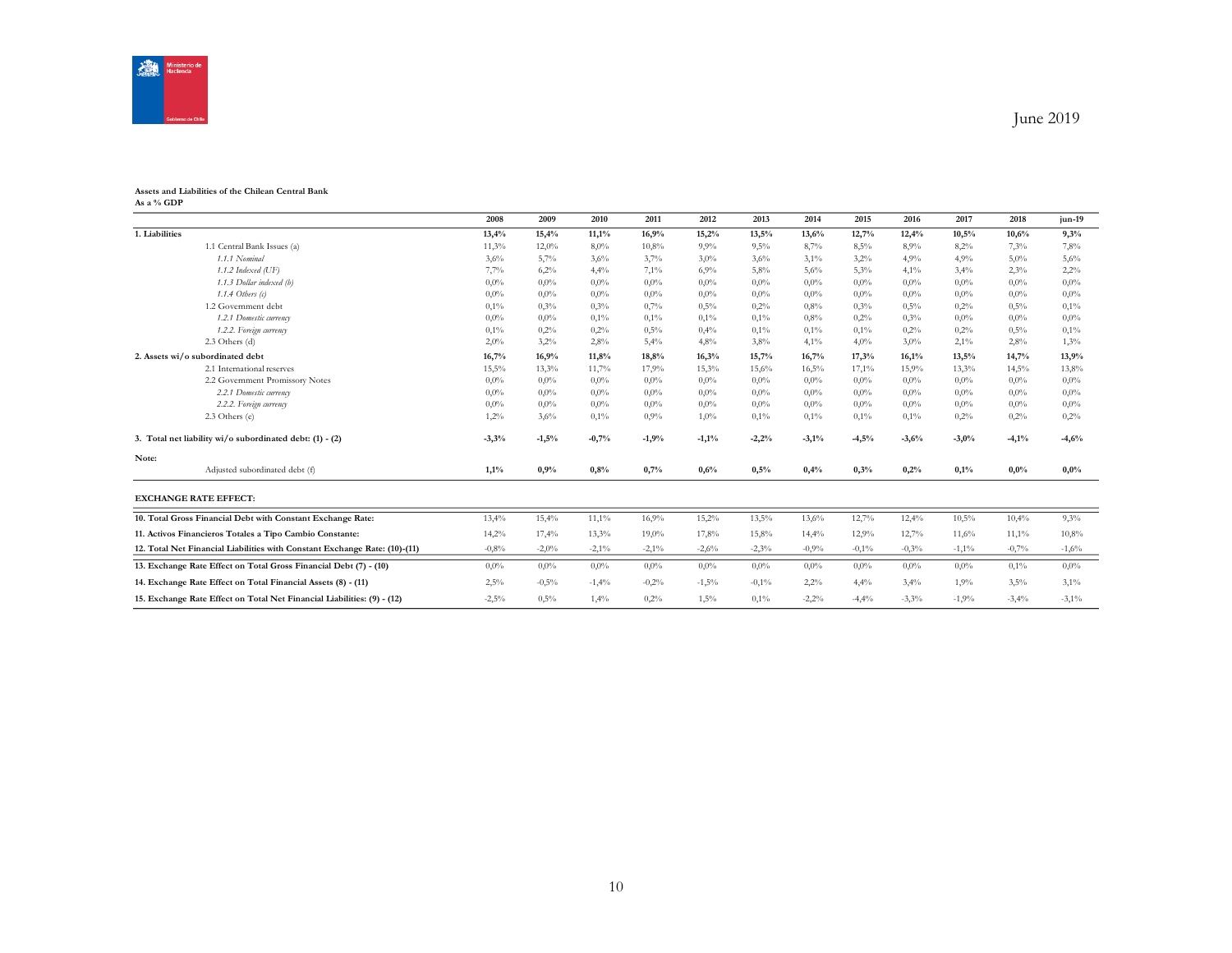June 2019

**Assets and Liabilities of the Chilean Central Bank**
**As a % GDP**

| | 2008 | 2009 | 2010 | 2011 | 2012 | 2013 | 2014 | 2015 | 2016 | 2017 | 2018 | jun-19 |
|---|---|---|---|---|---|---|---|---|---|---|---|---|
| **1. Liabilities** | **13,4%** | **15,4%** | **11,1%** | **16,9%** | **15,2%** | **13,5%** | **13,6%** | **12,7%** | **12,4%** | **10,5%** | **10,6%** | **9,3%** |
| 1.1 Central Bank Issues (a) | 11,3% | 12,0% | 8,0% | 10,8% | 9,9% | 9,5% | 8,7% | 8,5% | 8,9% | 8,2% | 7,3% | 7,8% |
| *1.1.1 Nominal* | 3,6% | 5,7% | 3,6% | 3,7% | 3,0% | 3,6% | 3,1% | 3,2% | 4,9% | 4,9% | 5,0% | 5,6% |
| *1.1.2 Indexed (UF)* | 7,7% | 6,2% | 4,4% | 7,1% | 6,9% | 5,8% | 5,6% | 5,3% | 4,1% | 3,4% | 2,3% | 2,2% |
| *1.1.3 Dollar indexed (b)* | 0,0% | 0,0% | 0,0% | 0,0% | 0,0% | 0,0% | 0,0% | 0,0% | 0,0% | 0,0% | 0,0% | 0,0% |
| *1.1.4 Others (c)* | 0,0% | 0,0% | 0,0% | 0,0% | 0,0% | 0,0% | 0,0% | 0,0% | 0,0% | 0,0% | 0,0% | 0,0% |
| 1.2 Government debt | 0,1% | 0,3% | 0,3% | 0,7% | 0,5% | 0,2% | 0,8% | 0,3% | 0,5% | 0,2% | 0,5% | 0,1% |
| *1.2.1 Domestic currency* | 0,0% | 0,0% | 0,1% | 0,1% | 0,1% | 0,1% | 0,8% | 0,2% | 0,3% | 0,0% | 0,0% | 0,0% |
| *1.2.2. Foreign currency* | 0,1% | 0,2% | 0,2% | 0,5% | 0,4% | 0,1% | 0,1% | 0,1% | 0,2% | 0,2% | 0,5% | 0,1% |
| 2.3 Others (d) | 2,0% | 3,2% | 2,8% | 5,4% | 4,8% | 3,8% | 4,1% | 4,0% | 3,0% | 2,1% | 2,8% | 1,3% |
| **2. Assets wi/o subordinated debt** | **16,7%** | **16,9%** | **11,8%** | **18,8%** | **16,3%** | **15,7%** | **16,7%** | **17,3%** | **16,1%** | **13,5%** | **14,7%** | **13,9%** |
| 2.1 International reserves | 15,5% | 13,3% | 11,7% | 17,9% | 15,3% | 15,6% | 16,5% | 17,1% | 15,9% | 13,3% | 14,5% | 13,8% |
| 2.2 Government Promissory Notes | 0,0% | 0,0% | 0,0% | 0,0% | 0,0% | 0,0% | 0,0% | 0,0% | 0,0% | 0,0% | 0,0% | 0,0% |
| *2.2.1 Domestic currency* | 0,0% | 0,0% | 0,0% | 0,0% | 0,0% | 0,0% | 0,0% | 0,0% | 0,0% | 0,0% | 0,0% | 0,0% |
| *2.2.2. Foreign currency* | 0,0% | 0,0% | 0,0% | 0,0% | 0,0% | 0,0% | 0,0% | 0,0% | 0,0% | 0,0% | 0,0% | 0,0% |
| 2.3 Others (e) | 1,2% | 3,6% | 0,1% | 0,9% | 1,0% | 0,1% | 0,1% | 0,1% | 0,1% | 0,2% | 0,2% | 0,2% |
| **3. Total net liability wi/o subordinated debt: (1) - (2)** | **-3,3%** | **-1,5%** | **-0,7%** | **-1,9%** | **-1,1%** | **-2,2%** | **-3,1%** | **-4,5%** | **-3,6%** | **-3,0%** | **-4,1%** | **-4,6%** |
| **Note:** | | | | | | | | | | | | |
| Adjusted subordinated debt (f) | **1,1%** | **0,9%** | **0,8%** | **0,7%** | **0,6%** | **0,5%** | **0,4%** | **0,3%** | **0,2%** | **0,1%** | **0,0%** | **0,0%** |
| **EXCHANGE RATE EFFECT:** | | | | | | | | | | | | |
| **10. Total Gross Financial Debt with Constant Exchange Rate:** | 13,4% | 15,4% | 11,1% | 16,9% | 15,2% | 13,5% | 13,6% | 12,7% | 12,4% | 10,5% | 10,4% | 9,3% |
| **11. Activos Financieros Totales a Tipo Cambio Constante:** | 14,2% | 17,4% | 13,3% | 19,0% | 17,8% | 15,8% | 14,4% | 12,9% | 12,7% | 11,6% | 11,1% | 10,8% |
| **12. Total Net Financial Liabilities with Constant Exchange Rate: (10)-(11)** | -0,8% | -2,0% | -2,1% | -2,1% | -2,6% | -2,3% | -0,9% | -0,1% | -0,3% | -1,1% | -0,7% | -1,6% |
| **13. Exchange Rate Effect on Total Gross Financial Debt (7) - (10)** | 0,0% | 0,0% | 0,0% | 0,0% | 0,0% | 0,0% | 0,0% | 0,0% | 0,0% | 0,0% | 0,1% | 0,0% |
| **14. Exchange Rate Effect on Total Financial Assets (8) - (11)** | 2,5% | -0,5% | -1,4% | -0,2% | -1,5% | -0,1% | 2,2% | 4,4% | 3,4% | 1,9% | 3,5% | 3,1% |
| **15. Exchange Rate Effect on Total Net Financial Liabilities: (9) - (12)** | -2,5% | 0,5% | 1,4% | 0,2% | 1,5% | 0,1% | -2,2% | -4,4% | -3,3% | -1,9% | -3,4% | -3,1% |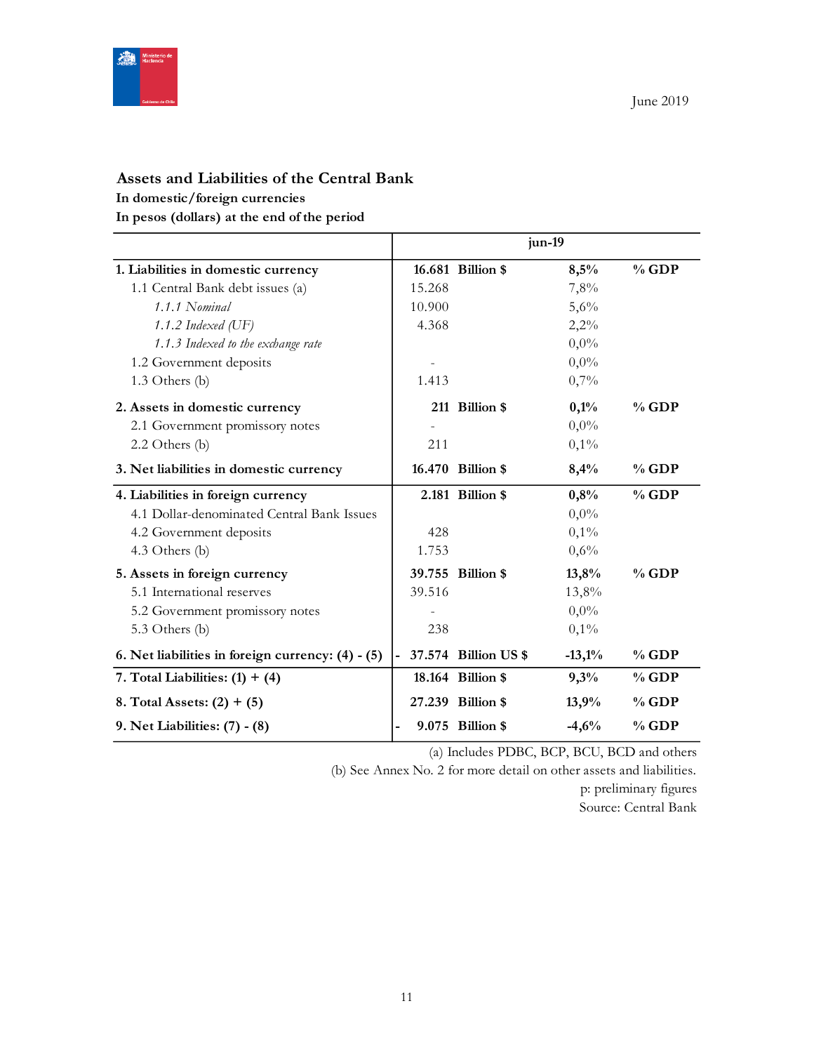June 2019

## Assets and Liabilities of the Central Bank

**In domestic/foreign currencies**

**In pesos (dollars) at the end of the period**

| | jun-19 | | | |
|---|---|---|---|---|
| **1. Liabilities in domestic currency** | **16.681** | **Billion $** | **8,5%** | **% GDP** |
| 1.1 Central Bank debt issues (a) | 15.268 | | 7,8% | |
| *1.1.1 Nominal* | 10.900 | | 5,6% | |
| *1.1.2 Indexed (UF)* | 4.368 | | 2,2% | |
| *1.1.3 Indexed to the exchange rate* | | | 0,0% | |
| 1.2 Government deposits | - | | 0,0% | |
| 1.3 Others (b) | 1.413 | | 0,7% | |
| **2. Assets in domestic currency** | **211** | **Billion $** | **0,1%** | **% GDP** |
| 2.1 Government promissory notes | - | | 0,0% | |
| 2.2 Others (b) | 211 | | 0,1% | |
| **3. Net liabilities in domestic currency** | **16.470** | **Billion $** | **8,4%** | **% GDP** |
| **4. Liabilities in foreign currency** | **2.181** | **Billion $** | **0,8%** | **% GDP** |
| 4.1 Dollar-denominated Central Bank Issues | | | 0,0% | |
| 4.2 Government deposits | 428 | | 0,1% | |
| 4.3 Others (b) | 1.753 | | 0,6% | |
| **5. Assets in foreign currency** | **39.755** | **Billion $** | **13,8%** | **% GDP** |
| 5.1 International reserves | 39.516 | | 13,8% | |
| 5.2 Government promissory notes | - | | 0,0% | |
| 5.3 Others (b) | 238 | | 0,1% | |
| **6. Net liabilities in foreign currency: (4) - (5)** | **- 37.574** | **Billion US $** | **-13,1%** | **% GDP** |
| **7. Total Liabilities: (1) + (4)** | **18.164** | **Billion $** | **9,3%** | **% GDP** |
| **8. Total Assets: (2) + (5)** | **27.239** | **Billion $** | **13,9%** | **% GDP** |
| **9. Net Liabilities: (7) - (8)** | **- 9.075** | **Billion $** | **-4,6%** | **% GDP** |

(a) Includes PDBC, BCP, BCU, BCD and others

(b) See Annex No. 2 for more detail on other assets and liabilities.

p: preliminary figures

Source: Central Bank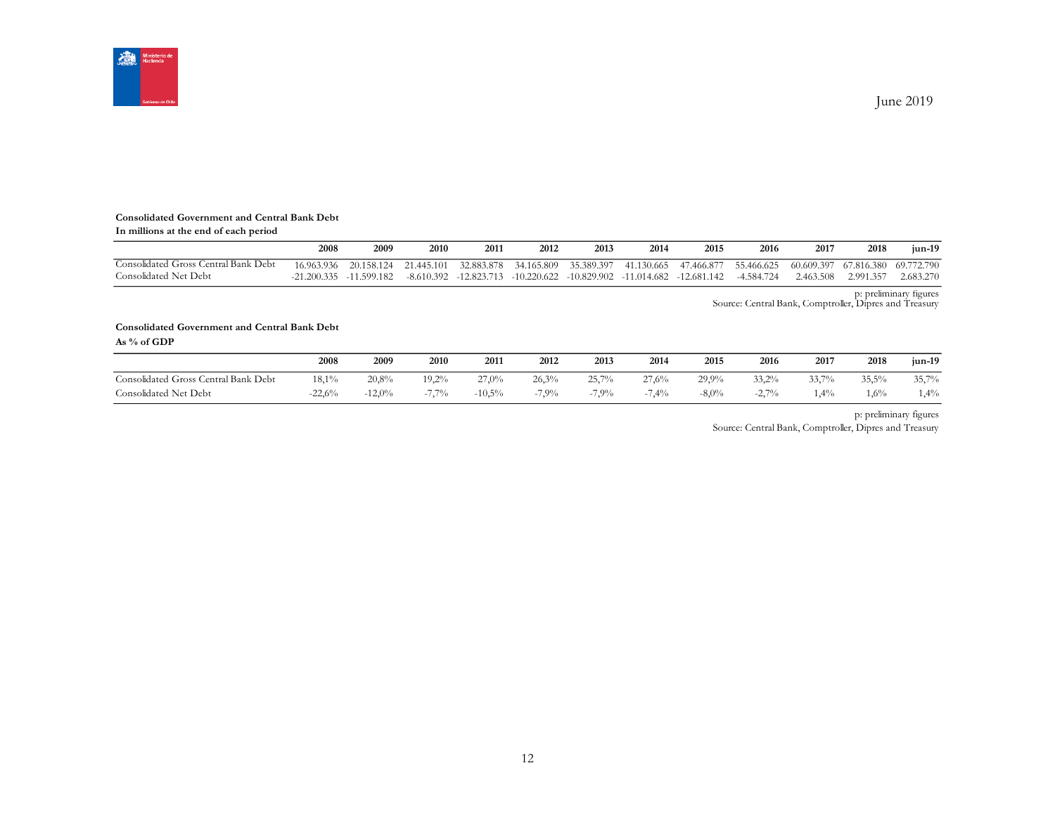June 2019

**Consolidated Government and Central Bank Debt**
**In millions at the end of each period**

| | 2008 | 2009 | 2010 | 2011 | 2012 | 2013 | 2014 | 2015 | 2016 | 2017 | 2018 | jun-19 |
|---|---|---|---|---|---|---|---|---|---|---|---|---|
| Consolidated Gross Central Bank Debt | 16.963.936 | 20.158.124 | 21.445.101 | 32.883.878 | 34.165.809 | 35.389.397 | 41.130.665 | 47.466.877 | 55.466.625 | 60.609.397 | 67.816.380 | 69.772.790 |
| Consolidated Net Debt | -21.200.335 | -11.599.182 | -8.610.392 | -12.823.713 | -10.220.622 | -10.829.902 | -11.014.682 | -12.681.142 | -4.584.724 | 2.463.508 | 2.991.357 | 2.683.270 |

p: preliminary figures
Source: Central Bank, Comptroller, Dipres and Treasury

**Consolidated Government and Central Bank Debt**
**As % of GDP**

| | 2008 | 2009 | 2010 | 2011 | 2012 | 2013 | 2014 | 2015 | 2016 | 2017 | 2018 | jun-19 |
|---|---|---|---|---|---|---|---|---|---|---|---|---|
| Consolidated Gross Central Bank Debt | 18,1% | 20,8% | 19,2% | 27,0% | 26,3% | 25,7% | 27,6% | 29,9% | 33,2% | 33,7% | 35,5% | 35,7% |
| Consolidated Net Debt | -22,6% | -12,0% | -7,7% | -10,5% | -7,9% | -7,9% | -7,4% | -8,0% | -2,7% | 1,4% | 1,6% | 1,4% |

p: preliminary figures
Source: Central Bank, Comptroller, Dipres and Treasury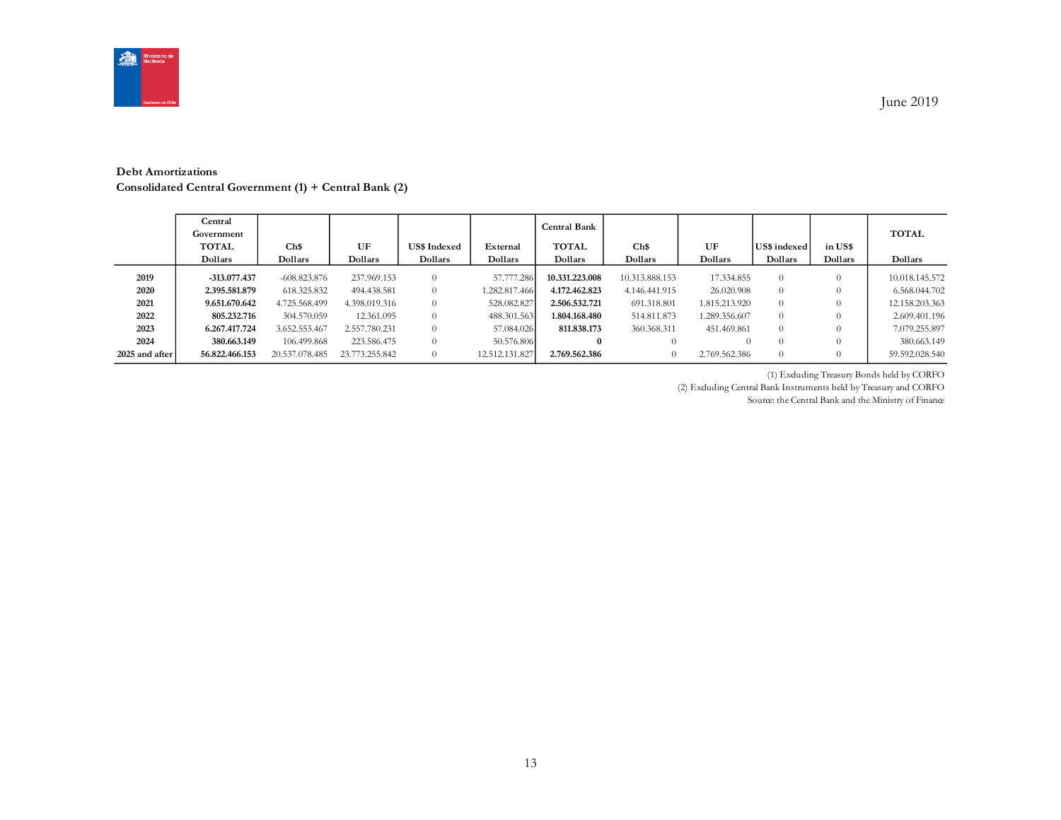June 2019

**Debt Amortizations**
**Consolidated Central Government (1) + Central Bank (2)**

| | Central Government TOTAL | Ch$ | UF | US$ Indexed | External | Central Bank TOTAL | Ch$ | UF | US$ indexed | in US$ | TOTAL |
|---|---|---|---|---|---|---|---|---|---|---|---|
| | Dollars | Dollars | Dollars | Dollars | Dollars | Dollars | Dollars | Dollars | Dollars | Dollars | Dollars |
| **2019** | **-313.077.437** | -608.823.876 | 237.969.153 | 0 | 57.777.286 | **10.331.223.008** | 10.313.888.153 | 17.334.855 | 0 | 0 | 10.018.145.572 |
| **2020** | **2.395.581.879** | 618.325.832 | 494.438.581 | 0 | 1.282.817.466 | **4.172.462.823** | 4.146.441.915 | 26.020.908 | 0 | 0 | 6.568.044.702 |
| **2021** | **9.651.670.642** | 4.725.568.499 | 4.398.019.316 | 0 | 528.082.827 | **2.506.532.721** | 691.318.801 | 1.815.213.920 | 0 | 0 | 12.158.203.363 |
| **2022** | **805.232.716** | 304.570.059 | 12.361.095 | 0 | 488.301.563 | **1.804.168.480** | 514.811.873 | 1.289.356.607 | 0 | 0 | 2.609.401.196 |
| **2023** | **6.267.417.724** | 3.652.553.467 | 2.557.780.231 | 0 | 57.084.026 | **811.838.173** | 360.368.311 | 451.469.861 | 0 | 0 | 7.079.255.897 |
| **2024** | **380.663.149** | 106.499.868 | 223.586.475 | 0 | 50.576.806 | **0** | 0 | 0 | 0 | 0 | 380.663.149 |
| **2025 and after** | **56.822.466.153** | 20.537.078.485 | 23.773.255.842 | 0 | 12.512.131.827 | **2.769.562.386** | 0 | 2.769.562.386 | 0 | 0 | 59.592.028.540 |

(1) Excluding Treasury Bonds held by CORFO

(2) Excluding Central Bank Instruments held by Treasury and CORFO

Source: the Central Bank and the Ministry of Finance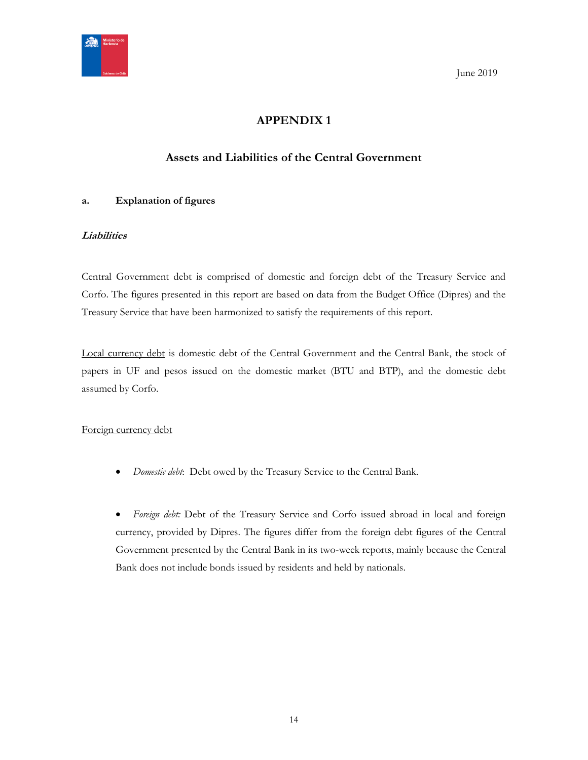June 2019

# APPENDIX 1

## Assets and Liabilities of the Central Government

### a. Explanation of figures

***Liabilities***

Central Government debt is comprised of domestic and foreign debt of the Treasury Service and Corfo. The figures presented in this report are based on data from the Budget Office (Dipres) and the Treasury Service that have been harmonized to satisfy the requirements of this report.

Local currency debt is domestic debt of the Central Government and the Central Bank, the stock of papers in UF and pesos issued on the domestic market (BTU and BTP), and the domestic debt assumed by Corfo.

Foreign currency debt

- *Domestic debt*: Debt owed by the Treasury Service to the Central Bank.

- *Foreign debt:* Debt of the Treasury Service and Corfo issued abroad in local and foreign currency, provided by Dipres. The figures differ from the foreign debt figures of the Central Government presented by the Central Bank in its two-week reports, mainly because the Central Bank does not include bonds issued by residents and held by nationals.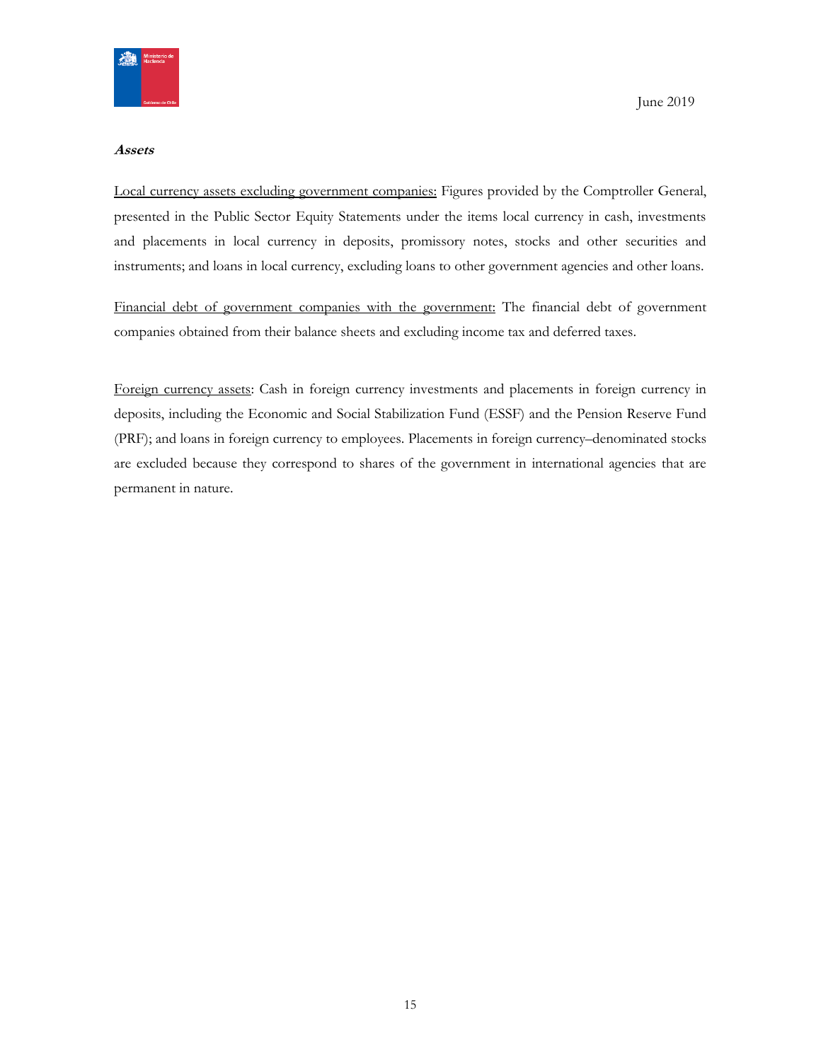***Assets***

Local currency assets excluding government companies: Figures provided by the Comptroller General, presented in the Public Sector Equity Statements under the items local currency in cash, investments and placements in local currency in deposits, promissory notes, stocks and other securities and instruments; and loans in local currency, excluding loans to other government agencies and other loans.

Financial debt of government companies with the government: The financial debt of government companies obtained from their balance sheets and excluding income tax and deferred taxes.

Foreign currency assets: Cash in foreign currency investments and placements in foreign currency in deposits, including the Economic and Social Stabilization Fund (ESSF) and the Pension Reserve Fund (PRF); and loans in foreign currency to employees. Placements in foreign currency–denominated stocks are excluded because they correspond to shares of the government in international agencies that are permanent in nature.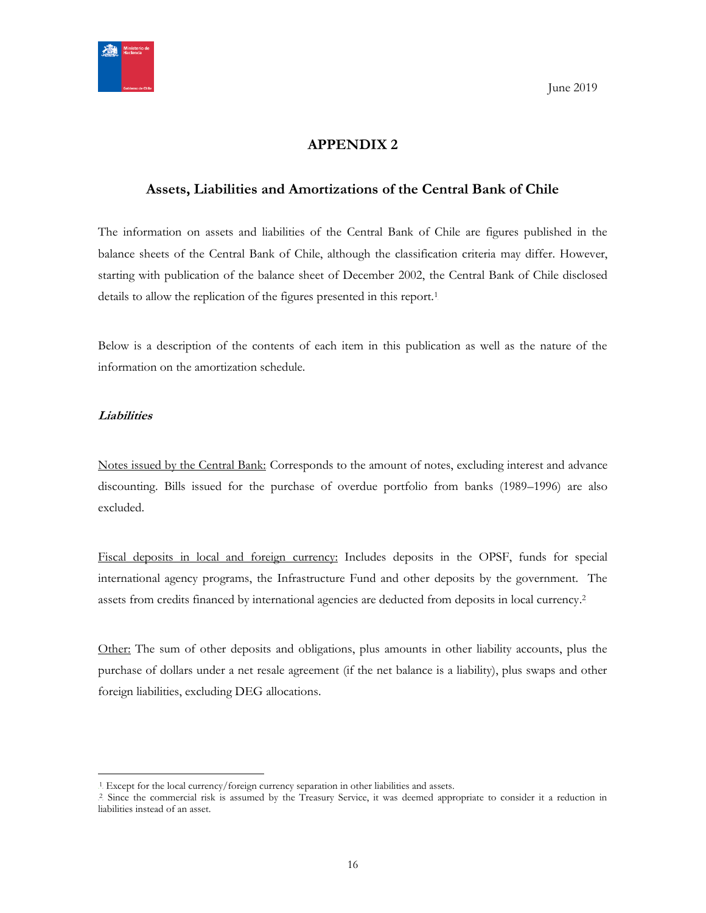June 2019

# APPENDIX 2

## Assets, Liabilities and Amortizations of the Central Bank of Chile

The information on assets and liabilities of the Central Bank of Chile are figures published in the balance sheets of the Central Bank of Chile, although the classification criteria may differ. However, starting with publication of the balance sheet of December 2002, the Central Bank of Chile disclosed details to allow the replication of the figures presented in this report.[1]

Below is a description of the contents of each item in this publication as well as the nature of the information on the amortization schedule.

***Liabilities***

Notes issued by the Central Bank: Corresponds to the amount of notes, excluding interest and advance discounting. Bills issued for the purchase of overdue portfolio from banks (1989–1996) are also excluded.

Fiscal deposits in local and foreign currency: Includes deposits in the OPSF, funds for special international agency programs, the Infrastructure Fund and other deposits by the government. The assets from credits financed by international agencies are deducted from deposits in local currency.[2]

Other: The sum of other deposits and obligations, plus amounts in other liability accounts, plus the purchase of dollars under a net resale agreement (if the net balance is a liability), plus swaps and other foreign liabilities, excluding DEG allocations.

---

[1] Except for the local currency/foreign currency separation in other liabilities and assets.

[2] Since the commercial risk is assumed by the Treasury Service, it was deemed appropriate to consider it a reduction in liabilities instead of an asset.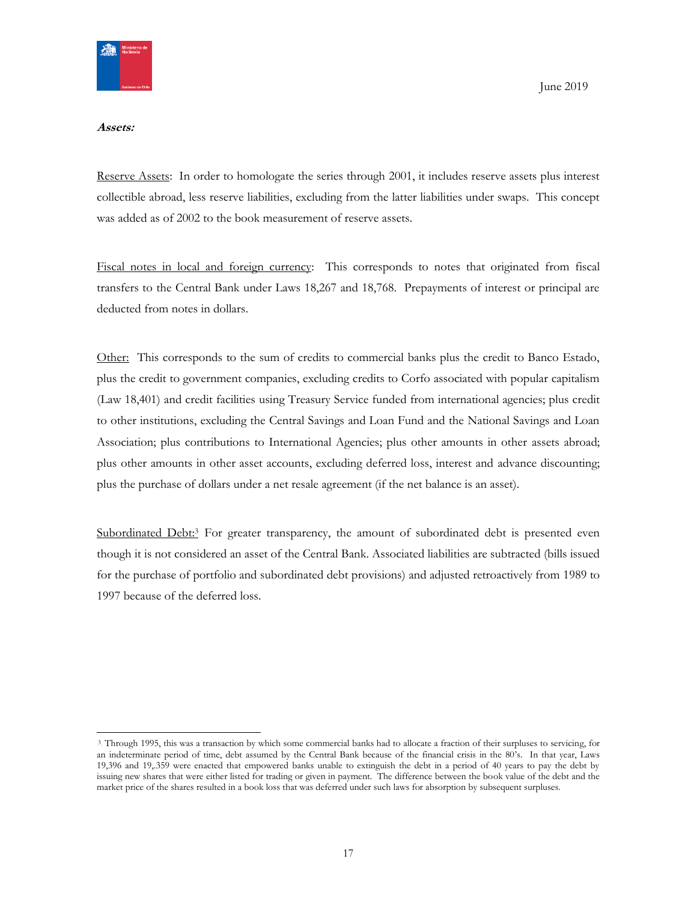***Assets:***

Reserve Assets: In order to homologate the series through 2001, it includes reserve assets plus interest collectible abroad, less reserve liabilities, excluding from the latter liabilities under swaps. This concept was added as of 2002 to the book measurement of reserve assets.

Fiscal notes in local and foreign currency: This corresponds to notes that originated from fiscal transfers to the Central Bank under Laws 18,267 and 18,768. Prepayments of interest or principal are deducted from notes in dollars.

Other: This corresponds to the sum of credits to commercial banks plus the credit to Banco Estado, plus the credit to government companies, excluding credits to Corfo associated with popular capitalism (Law 18,401) and credit facilities using Treasury Service funded from international agencies; plus credit to other institutions, excluding the Central Savings and Loan Fund and the National Savings and Loan Association; plus contributions to International Agencies; plus other amounts in other assets abroad; plus other amounts in other asset accounts, excluding deferred loss, interest and advance discounting; plus the purchase of dollars under a net resale agreement (if the net balance is an asset).

Subordinated Debt:[3] For greater transparency, the amount of subordinated debt is presented even though it is not considered an asset of the Central Bank. Associated liabilities are subtracted (bills issued for the purchase of portfolio and subordinated debt provisions) and adjusted retroactively from 1989 to 1997 because of the deferred loss.

---

[3] Through 1995, this was a transaction by which some commercial banks had to allocate a fraction of their surpluses to servicing, for an indeterminate period of time, debt assumed by the Central Bank because of the financial crisis in the 80's. In that year, Laws 19,396 and 19,.359 were enacted that empowered banks unable to extinguish the debt in a period of 40 years to pay the debt by issuing new shares that were either listed for trading or given in payment. The difference between the book value of the debt and the market price of the shares resulted in a book loss that was deferred under such laws for absorption by subsequent surpluses.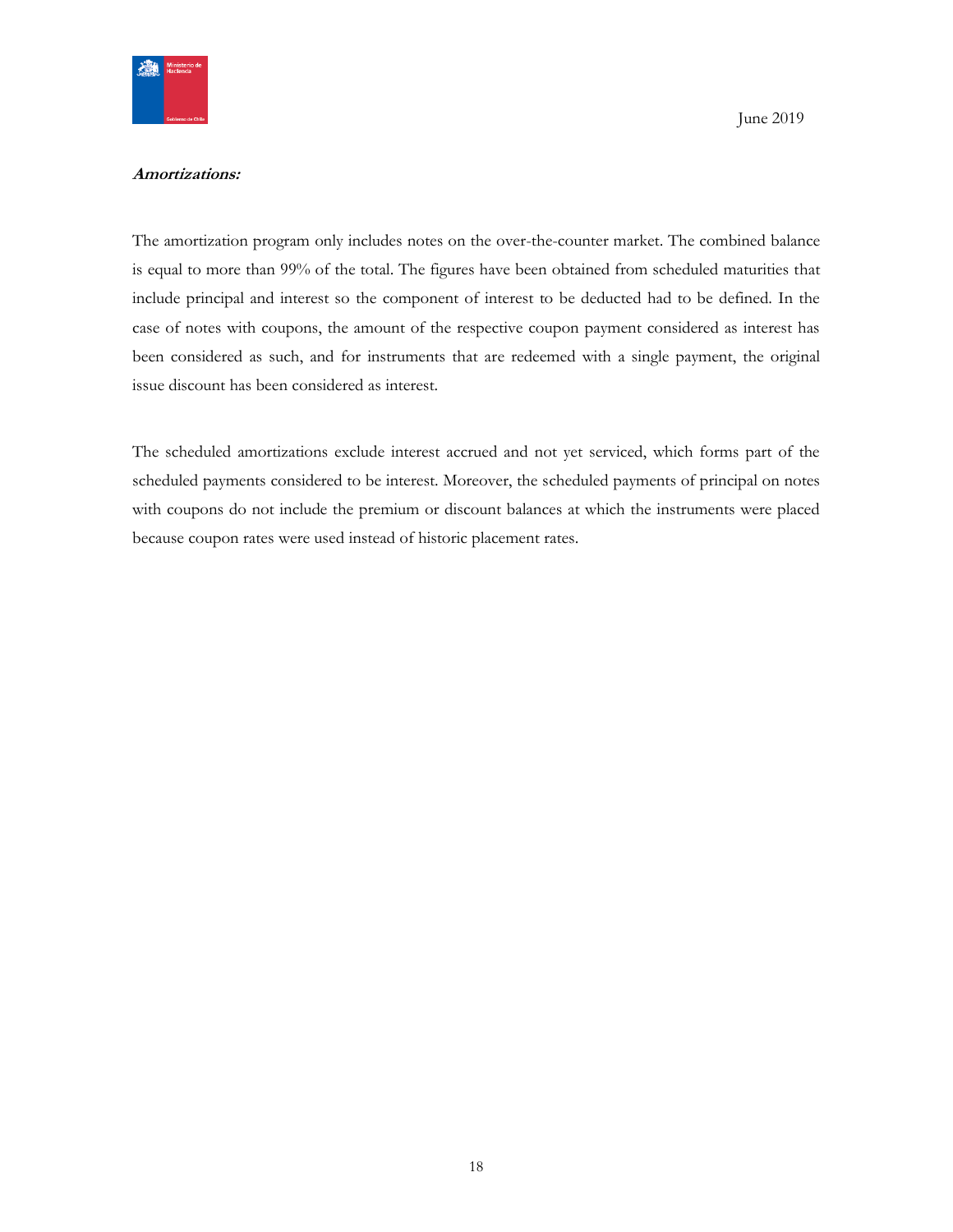***Amortizations:***

The amortization program only includes notes on the over-the-counter market. The combined balance is equal to more than 99% of the total. The figures have been obtained from scheduled maturities that include principal and interest so the component of interest to be deducted had to be defined. In the case of notes with coupons, the amount of the respective coupon payment considered as interest has been considered as such, and for instruments that are redeemed with a single payment, the original issue discount has been considered as interest.

The scheduled amortizations exclude interest accrued and not yet serviced, which forms part of the scheduled payments considered to be interest. Moreover, the scheduled payments of principal on notes with coupons do not include the premium or discount balances at which the instruments were placed because coupon rates were used instead of historic placement rates.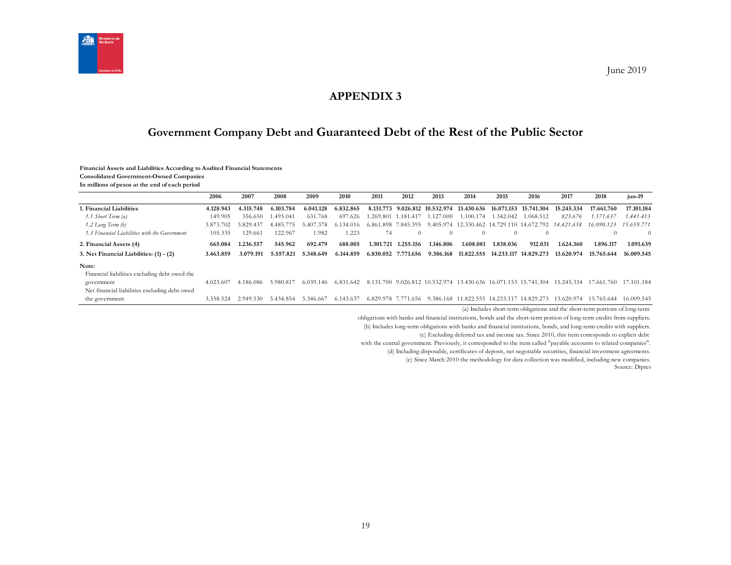June 2019

# APPENDIX 3

## Government Company Debt and Guaranteed Debt of the Rest of the Public Sector

**Financial Assets and Liabilities According to Audited Financial Statements**
**Consolidated Government-Owned Companies**
**In millions of pesos at the end of each period**

| | 2006 | 2007 | 2008 | 2009 | 2010 | 2011 | 2012 | 2013 | 2014 | 2015 | 2016 | 2017 | 2018 | jun-19 |
|---|---|---|---|---|---|---|---|---|---|---|---|---|---|---|
| **1. Financial Liabilities** | **4.128.943** | **4.315.748** | **6.103.784** | **6.041.128** | **6.832.865** | **8.131.773** | **9.026.812** | **10.532.974** | **13.430.636** | **16.071.153** | **15.741.304** | **15.245.334** | **17.661.760** | **17.101.184** |
| *1.1 Short Term (a)* | 149.905 | 356.650 | 1.495.041 | 631.768 | 697.626 | 1.269.801 | 1.181.417 | 1.127.000 | 1.100.174 | 1.342.042 | 1.068.512 | *823.676* | *1.571.637* | *1.441.413* |
| *1.2 Long Term (b)* | 3.873.702 | 3.829.437 | 4.485.775 | 5.407.378 | 6.134.016 | 6.861.898 | 7.845.395 | 9.405.974 | 12.330.462 | 14.729.110 | 14.672.792 | *14.421.658* | *16.090.123* | *15.659.771* |
| *1.3 Financial Liabilities with the Government* | 105.335 | 129.661 | 122.967 | 1.982 | 1.223 | 74 | 0 | 0 | 0 | 0 | 0 | | 0 | 0 |
| **2. Financial Assets (4)** | **665.084** | **1.236.557** | **545.962** | **692.479** | **688.005** | **1.301.721** | **1.255.156** | **1.146.806** | **1.608.081** | **1.838.036** | **912.031** | **1.624.360** | **1.896.117** | **1.091.639** |
| **3. Net Financial Liabilities: (1) - (2)** | **3.463.859** | **3.079.191** | **5.557.821** | **5.348.649** | **6.144.859** | **6.830.052** | **7.771.656** | **9.386.168** | **11.822.555** | **14.233.117** | **14.829.273** | **13.620.974** | **15.765.644** | **16.009.545** |
| **Note:** | | | | | | | | | | | | | | |
| Financial liabilities excluding debt owed the government | 4.023.607 | 4.186.086 | 5.980.817 | 6.039.146 | 6.831.642 | 8.131.700 | 9.026.812 | 10.532.974 | 13.430.636 | 16.071.153 | 15.741.304 | 15.245.334 | 17.661.760 | 17.101.184 |
| Net financial liabilities excluding debt owed the government | 3.358.524 | 2.949.530 | 5.434.854 | 5.346.667 | 6.143.637 | 6.829.978 | 7.771.656 | 9.386.168 | 11.822.555 | 14.233.117 | 14.829.273 | 13.620.974 | 15.765.644 | 16.009.545 |

(a) Includes short-term obligations and the short-term portions of long-term obligations with banks and financial institutions, bonds and the short-term portion of long-term credits from suppliers.
(b) Includes long-term obligations with banks and financial institutions, bonds, and long-term credits with suppliers.
(c) Excluding deferred tax and income tax. Since 2010, this item corresponds to explicit debt with the central government. Previously, it corresponded to the item called "payable accounts to related companies".
(d) Including disposable, certificates of deposit, net negotiable securities, financial investment agreements.
(e) Since March 2010 the methodology for data collection was modified, including new companies.
Source: Dipres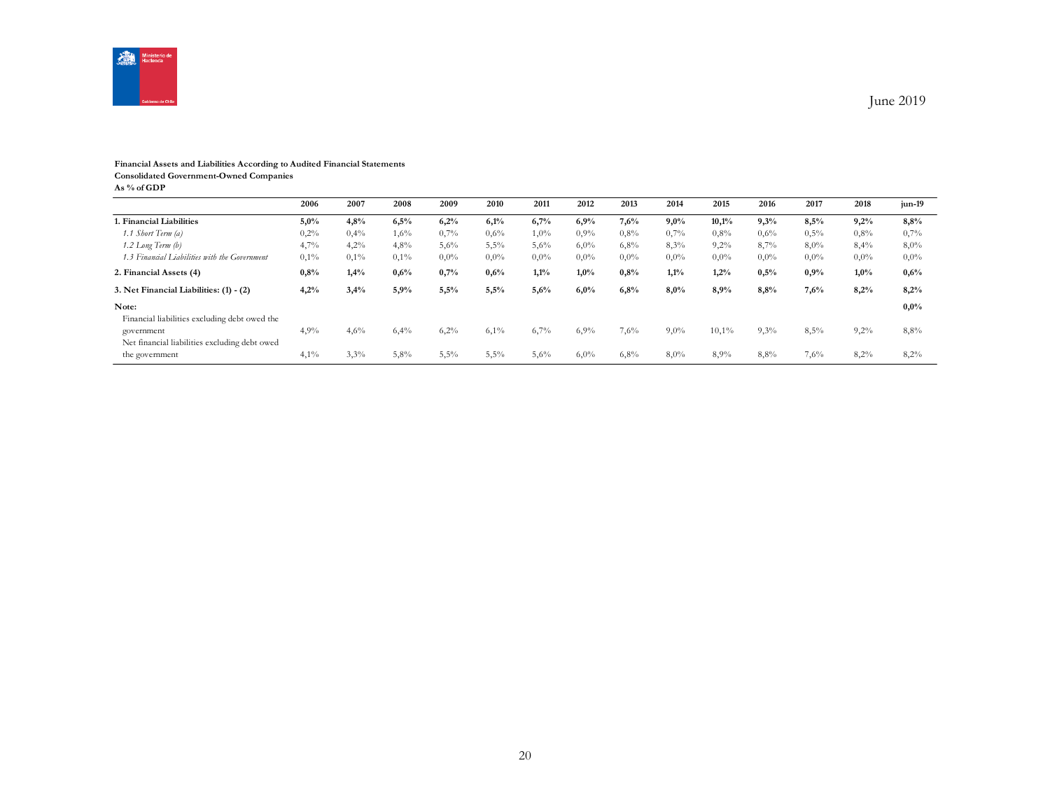**Financial Assets and Liabilities According to Audited Financial Statements**
**Consolidated Government-Owned Companies**
**As % of GDP**

| | 2006 | 2007 | 2008 | 2009 | 2010 | 2011 | 2012 | 2013 | 2014 | 2015 | 2016 | 2017 | 2018 | jun-19 |
|---|---|---|---|---|---|---|---|---|---|---|---|---|---|---|
| **1. Financial Liabilities** | **5,0%** | **4,8%** | **6,5%** | **6,2%** | **6,1%** | **6,7%** | **6,9%** | **7,6%** | **9,0%** | **10,1%** | **9,3%** | **8,5%** | **9,2%** | **8,8%** |
| *1.1 Short Term (a)* | 0,2% | 0,4% | 1,6% | 0,7% | 0,6% | 1,0% | 0,9% | 0,8% | 0,7% | 0,8% | 0,6% | 0,5% | 0,8% | 0,7% |
| *1.2 Long Term (b)* | 4,7% | 4,2% | 4,8% | 5,6% | 5,5% | 5,6% | 6,0% | 6,8% | 8,3% | 9,2% | 8,7% | 8,0% | 8,4% | 8,0% |
| *1.3 Financial Liabilities with the Government* | 0,1% | 0,1% | 0,1% | 0,0% | 0,0% | 0,0% | 0,0% | 0,0% | 0,0% | 0,0% | 0,0% | 0,0% | 0,0% | 0,0% |
| **2. Financial Assets (4)** | **0,8%** | **1,4%** | **0,6%** | **0,7%** | **0,6%** | **1,1%** | **1,0%** | **0,8%** | **1,1%** | **1,2%** | **0,5%** | **0,9%** | **1,0%** | **0,6%** |
| **3. Net Financial Liabilities: (1) - (2)** | **4,2%** | **3,4%** | **5,9%** | **5,5%** | **5,5%** | **5,6%** | **6,0%** | **6,8%** | **8,0%** | **8,9%** | **8,8%** | **7,6%** | **8,2%** | **8,2%** |
| **Note:** | | | | | | | | | | | | | | **0,0%** |
| Financial liabilities excluding debt owed the government | 4,9% | 4,6% | 6,4% | 6,2% | 6,1% | 6,7% | 6,9% | 7,6% | 9,0% | 10,1% | 9,3% | 8,5% | 9,2% | 8,8% |
| Net financial liabilities excluding debt owed the government | 4,1% | 3,3% | 5,8% | 5,5% | 5,5% | 5,6% | 6,0% | 6,8% | 8,0% | 8,9% | 8,8% | 7,6% | 8,2% | 8,2% |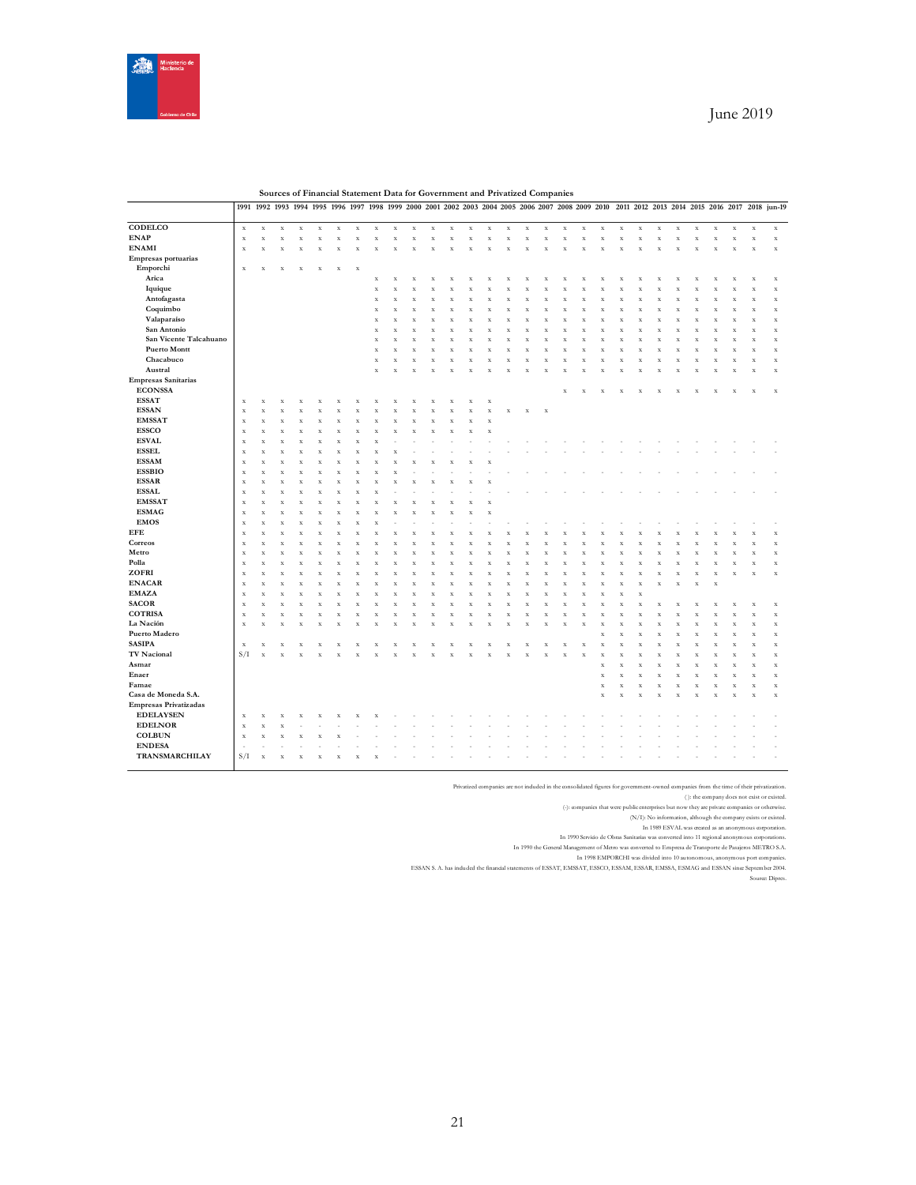**Sources of Financial Statement Data for Government and Privatized Companies**

| | 1991 | 1992 | 1993 | 1994 | 1995 | 1996 | 1997 | 1998 | 1999 | 2000 | 2001 | 2002 | 2003 | 2004 | 2005 | 2006 | 2007 | 2008 | 2009 | 2010 | 2011 | 2012 | 2013 | 2014 | 2015 | 2016 | 2017 | 2018 | jun-19 |
|---|---|---|---|---|---|---|---|---|---|---|---|---|---|---|---|---|---|---|---|---|---|---|---|---|---|---|---|---|---|
| **CODELCO** | x | x | x | x | x | x | x | x | x | x | x | x | x | x | x | x | x | x | x | x | x | x | x | x | x | x | x | x | x |
| **ENAP** | x | x | x | x | x | x | x | x | x | x | x | x | x | x | x | x | x | x | x | x | x | x | x | x | x | x | x | x | x |
| **ENAMI** | x | x | x | x | x | x | x | x | x | x | x | x | x | x | x | x | x | x | x | x | x | x | x | x | x | x | x | x | x |
| **Empresas portuarias** | | | | | | | | | | | | | | | | | | | | | | | | | | | | | |
| **Emporchi** | x | x | x | x | x | x | x | | | | | | | | | | | | | | | | | | | | | | |
| **Arica** | | | | | | | | x | x | x | x | x | x | x | x | x | x | x | x | x | x | x | x | x | x | x | x | x | x |
| **Iquique** | | | | | | | | x | x | x | x | x | x | x | x | x | x | x | x | x | x | x | x | x | x | x | x | x | x |
| **Antofagasta** | | | | | | | | x | x | x | x | x | x | x | x | x | x | x | x | x | x | x | x | x | x | x | x | x | x |
| **Coquimbo** | | | | | | | | x | x | x | x | x | x | x | x | x | x | x | x | x | x | x | x | x | x | x | x | x | x |
| **Valaparaíso** | | | | | | | | x | x | x | x | x | x | x | x | x | x | x | x | x | x | x | x | x | x | x | x | x | x |
| **San Antonio** | | | | | | | | x | x | x | x | x | x | x | x | x | x | x | x | x | x | x | x | x | x | x | x | x | x |
| **San Vicente Talcahuano** | | | | | | | | x | x | x | x | x | x | x | x | x | x | x | x | x | x | x | x | x | x | x | x | x | x |
| **Puerto Montt** | | | | | | | | x | x | x | x | x | x | x | x | x | x | x | x | x | x | x | x | x | x | x | x | x | x |
| **Chacabuco** | | | | | | | | x | x | x | x | x | x | x | x | x | x | x | x | x | x | x | x | x | x | x | x | x | x |
| **Austral** | | | | | | | | x | x | x | x | x | x | x | x | x | x | x | x | x | x | x | x | x | x | x | x | x | x |
| **Empresas Sanitarias** | | | | | | | | | | | | | | | | | | | | | | | | | | | | | |
| **ECONSSA** | | | | | | | | | | | | | | | | | | x | x | x | x | x | x | x | x | x | x | x | x |
| **ESSAT** | x | x | x | x | x | x | x | x | x | x | x | x | x | x | | | | | | | | | | | | | | | |
| **ESSAN** | x | x | x | x | x | x | x | x | x | x | x | x | x | x | x | x | x | | | | | | | | | | | | |
| **EMSSAT** | x | x | x | x | x | x | x | x | x | x | x | x | x | x | | | | | | | | | | | | | | | |
| **ESSCO** | x | x | x | x | x | x | x | x | x | x | x | x | x | x | | | | | | | | | | | | | | | |
| **ESVAL** | x | x | x | x | x | x | x | x | - | - | - | - | - | - | - | - | - | - | - | - | - | - | - | - | - | - | - | - | - |
| **ESSEL** | x | x | x | x | x | x | x | x | x | - | - | - | - | - | - | - | - | - | - | - | - | - | - | - | - | - | - | - | - |
| **ESSAM** | x | x | x | x | x | x | x | x | x | x | x | x | x | x | | | | | | | | | | | | | | | |
| **ESSBIO** | x | x | x | x | x | x | x | x | x | - | - | - | - | - | - | - | - | - | - | - | - | - | - | - | - | - | - | - | - |
| **ESSAR** | x | x | x | x | x | x | x | x | x | x | x | x | x | x | | | | | | | | | | | | | | | |
| **ESSAL** | x | x | x | x | x | x | x | x | - | - | - | - | - | - | - | - | - | - | - | - | - | - | - | - | - | - | - | - | - |
| **EMSSAT** | x | x | x | x | x | x | x | x | x | x | x | x | x | x | | | | | | | | | | | | | | | |
| **ESMAG** | x | x | x | x | x | x | x | x | x | x | x | x | x | x | | | | | | | | | | | | | | | |
| **EMOS** | x | x | x | x | x | x | x | x | - | - | - | - | - | - | - | - | - | - | - | - | - | - | - | - | - | - | - | - | - |
| **EFE** | x | x | x | x | x | x | x | x | x | x | x | x | x | x | x | x | x | x | x | x | x | x | x | x | x | x | x | x | x |
| **Correos** | x | x | x | x | x | x | x | x | x | x | x | x | x | x | x | x | x | x | x | x | x | x | x | x | x | x | x | x | x |
| **Metro** | x | x | x | x | x | x | x | x | x | x | x | x | x | x | x | x | x | x | x | x | x | x | x | x | x | x | x | x | x |
| **Polla** | x | x | x | x | x | x | x | x | x | x | x | x | x | x | x | x | x | x | x | x | x | x | x | x | x | x | x | x | x |
| **ZOFRI** | x | x | x | x | x | x | x | x | x | x | x | x | x | x | x | x | x | x | x | x | x | x | x | x | x | x | x | x | x |
| **ENACAR** | x | x | x | x | x | x | x | x | x | x | x | x | x | x | x | x | x | x | x | x | x | x | x | x | x | x | | | |
| **EMAZA** | x | x | x | x | x | x | x | x | x | x | x | x | x | x | x | x | x | x | x | x | x | x | | | | | | | |
| **SACOR** | x | x | x | x | x | x | x | x | x | x | x | x | x | x | x | x | x | x | x | x | x | x | x | x | x | x | x | x | x |
| **COTRISA** | x | x | x | x | x | x | x | x | x | x | x | x | x | x | x | x | x | x | x | x | x | x | x | x | x | x | x | x | x |
| **La Nación** | x | x | x | x | x | x | x | x | x | x | x | x | x | x | x | x | x | x | x | x | x | x | x | x | x | x | x | x | x |
| **Puerto Madero** | | | | | | | | | | | | | | | | | | | | x | x | x | x | x | x | x | x | x | x |
| **SASIPA** | x | x | x | x | x | x | x | x | x | x | x | x | x | x | x | x | x | x | x | x | x | x | x | x | x | x | x | x | x |
| **TV Nacional** | S/I | x | x | x | x | x | x | x | x | x | x | x | x | x | x | x | x | x | x | x | x | x | x | x | x | x | x | x | x |
| **Asmar** | | | | | | | | | | | | | | | | | | | | x | x | x | x | x | x | x | x | x | x |
| **Enaer** | | | | | | | | | | | | | | | | | | | | x | x | x | x | x | x | x | x | x | x |
| **Famae** | | | | | | | | | | | | | | | | | | | | x | x | x | x | x | x | x | x | x | x |
| **Casa de Moneda S.A.** | | | | | | | | | | | | | | | | | | | | x | x | x | x | x | x | x | x | x | x |
| **Empresas Privatizadas** | | | | | | | | | | | | | | | | | | | | | | | | | | | | | |
| **EDELAYSEN** | x | x | x | x | x | x | x | x | - | - | - | - | - | - | - | - | - | - | - | - | - | - | - | - | - | - | - | - | - |
| **EDELNOR** | x | x | x | - | - | - | - | - | - | - | - | - | - | - | - | - | - | - | - | - | - | - | - | - | - | - | - | - | - |
| **COLBUN** | x | x | x | x | x | x | - | - | - | - | - | - | - | - | - | - | - | - | - | - | - | - | - | - | - | - | - | - | - |
| **ENDESA** | - | - | - | - | - | - | - | - | - | - | - | - | - | - | - | - | - | - | - | - | - | - | - | - | - | - | - | - | - |
| **TRANSMARCHILAY** | S/I | x | x | x | x | x | x | x | - | - | - | - | - | - | - | - | - | - | - | - | - | - | - | - | - | - | - | - | - |

Privatized companies are not included in the consolidated figures for government-owned companies from the time of their privatization.

( ): the company does not exist or existed.

(-): companies that were public enterprises but now they are private companies or otherwise.

(N/I): No information, although the company exists or existed.

In 1989 ESVAL was created as an anonymous corporation.

In 1990 Servicio de Obras Sanitarias was converted into 11 regional anonymous corporations.

In 1990 the General Management of Metro was converted to Empresa de Transporte de Pasajeros METRO S.A.

In 1998 EMPORCHI was divided into 10 autonomous, anonymous port companies.

ESSAN S. A. has included the financial statements of ESSAT, EMSSAT, ESSCO, ESSAM, ESSAR, EMSSA, ESMAG and ESSAN since September 2004.

Source: Dipres.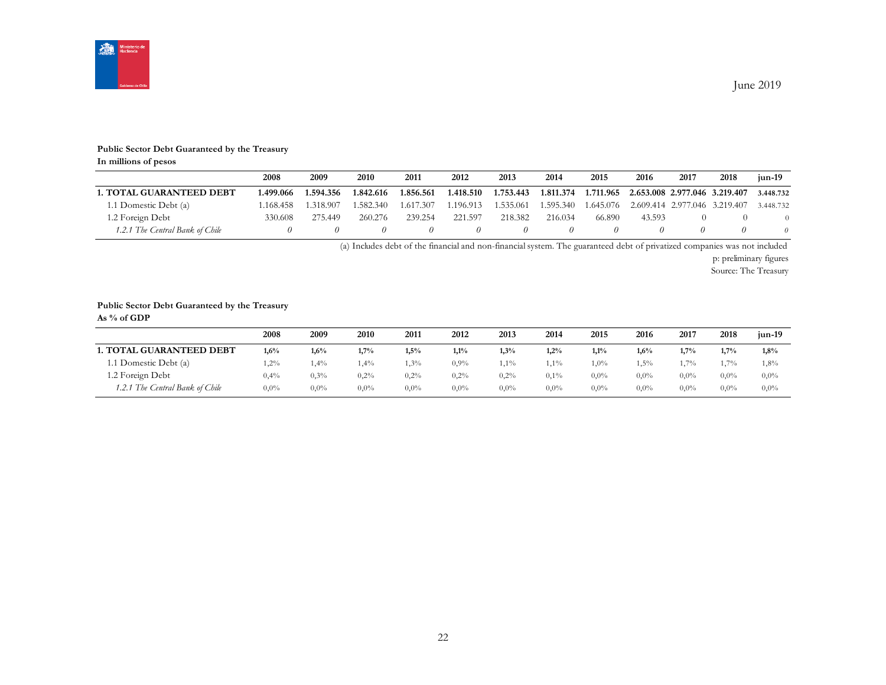June 2019

**Public Sector Debt Guaranteed by the Treasury**
**In millions of pesos**

| | 2008 | 2009 | 2010 | 2011 | 2012 | 2013 | 2014 | 2015 | 2016 | 2017 | 2018 | jun-19 |
|---|---|---|---|---|---|---|---|---|---|---|---|---|
| **1. TOTAL GUARANTEED DEBT** | **1.499.066** | **1.594.356** | **1.842.616** | **1.856.561** | **1.418.510** | **1.753.443** | **1.811.374** | **1.711.965** | **2.653.008** | **2.977.046** | **3.219.407** | **3.448.732** |
| 1.1 Domestic Debt (a) | 1.168.458 | 1.318.907 | 1.582.340 | 1.617.307 | 1.196.913 | 1.535.061 | 1.595.340 | 1.645.076 | 2.609.414 | 2.977.046 | 3.219.407 | 3.448.732 |
| 1.2 Foreign Debt | 330.608 | 275.449 | 260.276 | 239.254 | 221.597 | 218.382 | 216.034 | 66.890 | 43.593 | 0 | 0 | 0 |
| *1.2.1 The Central Bank of Chile* | *0* | *0* | *0* | *0* | *0* | *0* | *0* | *0* | *0* | *0* | *0* | *0* |

(a) Includes debt of the financial and non-financial system. The guaranteed debt of privatized companies was not included

p: preliminary figures

Source: The Treasury

**Public Sector Debt Guaranteed by the Treasury**
**As % of GDP**

| | 2008 | 2009 | 2010 | 2011 | 2012 | 2013 | 2014 | 2015 | 2016 | 2017 | 2018 | jun-19 |
|---|---|---|---|---|---|---|---|---|---|---|---|---|
| **1. TOTAL GUARANTEED DEBT** | **1,6%** | **1,6%** | **1,7%** | **1,5%** | **1,1%** | **1,3%** | **1,2%** | **1,1%** | **1,6%** | **1,7%** | **1,7%** | **1,8%** |
| 1.1 Domestic Debt (a) | 1,2% | 1,4% | 1,4% | 1,3% | 0,9% | 1,1% | 1,1% | 1,0% | 1,5% | 1,7% | 1,7% | 1,8% |
| 1.2 Foreign Debt | 0,4% | 0,3% | 0,2% | 0,2% | 0,2% | 0,2% | 0,1% | 0,0% | 0,0% | 0,0% | 0,0% | 0,0% |
| *1.2.1 The Central Bank of Chile* | 0,0% | 0,0% | 0,0% | 0,0% | 0,0% | 0,0% | 0,0% | 0,0% | 0,0% | 0,0% | 0,0% | 0,0% |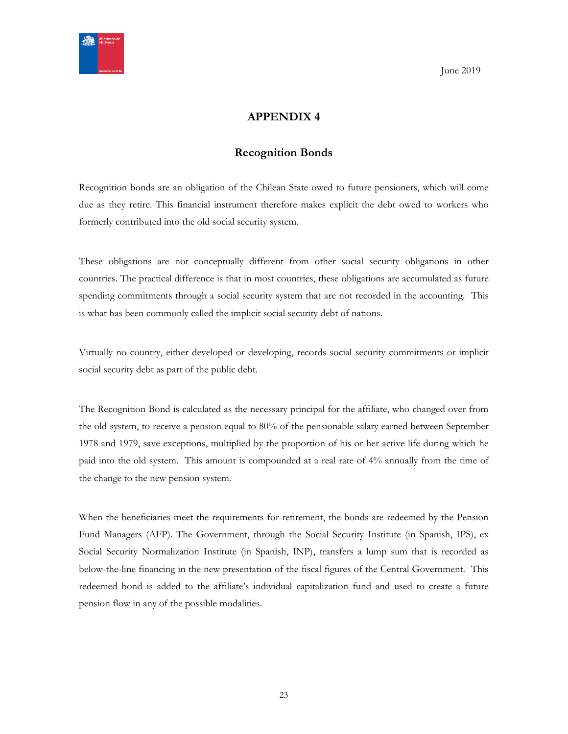June 2019

# APPENDIX 4

## Recognition Bonds

Recognition bonds are an obligation of the Chilean State owed to future pensioners, which will come due as they retire. This financial instrument therefore makes explicit the debt owed to workers who formerly contributed into the old social security system.

These obligations are not conceptually different from other social security obligations in other countries. The practical difference is that in most countries, these obligations are accumulated as future spending commitments through a social security system that are not recorded in the accounting. This is what has been commonly called the implicit social security debt of nations.

Virtually no country, either developed or developing, records social security commitments or implicit social security debt as part of the public debt.

The Recognition Bond is calculated as the necessary principal for the affiliate, who changed over from the old system, to receive a pension equal to 80% of the pensionable salary earned between September 1978 and 1979, save exceptions, multiplied by the proportion of his or her active life during which he paid into the old system. This amount is compounded at a real rate of 4% annually from the time of the change to the new pension system.

When the beneficiaries meet the requirements for retirement, the bonds are redeemed by the Pension Fund Managers (AFP). The Government, through the Social Security Institute (in Spanish, IPS), ex Social Security Normalization Institute (in Spanish, INP), transfers a lump sum that is recorded as below-the-line financing in the new presentation of the fiscal figures of the Central Government. This redeemed bond is added to the affiliate's individual capitalization fund and used to create a future pension flow in any of the possible modalities.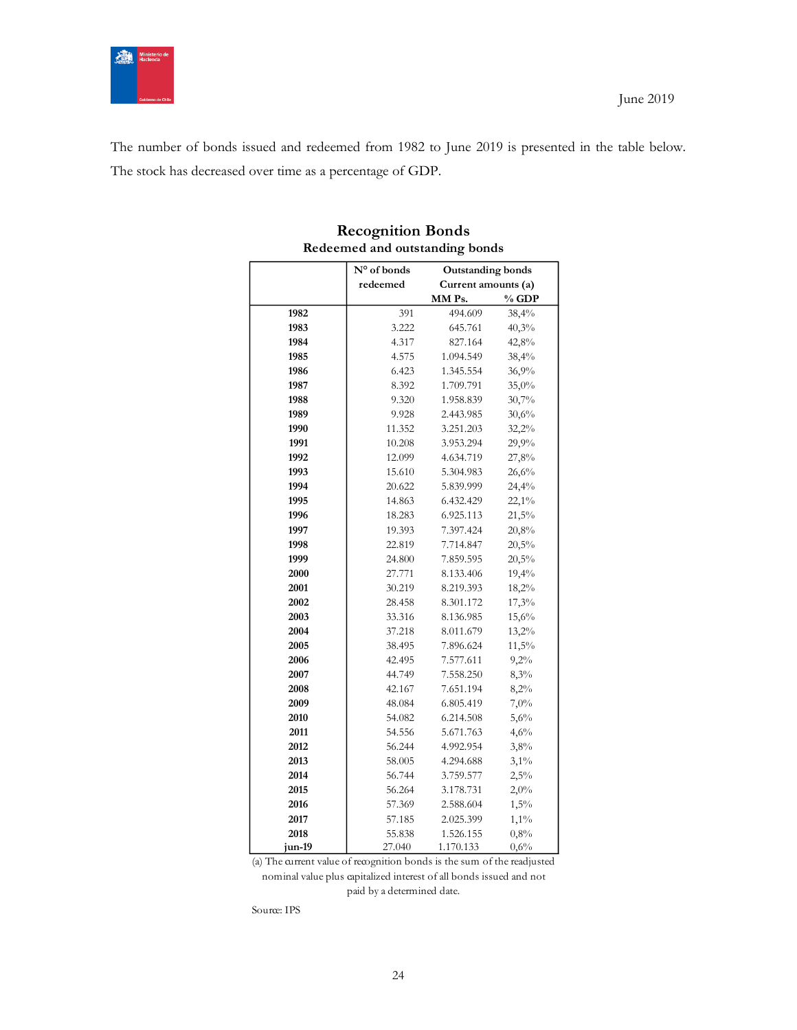The number of bonds issued and redeemed from 1982 to June 2019 is presented in the table below. The stock has decreased over time as a percentage of GDP.

**Recognition Bonds**
**Redeemed and outstanding bonds**

| | N° of bonds redeemed | Outstanding bonds Current amounts (a) | |
|---|---|---|---|
| | | MM Ps. | % GDP |
| **1982** | 391 | 494.609 | 38,4% |
| **1983** | 3.222 | 645.761 | 40,3% |
| **1984** | 4.317 | 827.164 | 42,8% |
| **1985** | 4.575 | 1.094.549 | 38,4% |
| **1986** | 6.423 | 1.345.554 | 36,9% |
| **1987** | 8.392 | 1.709.791 | 35,0% |
| **1988** | 9.320 | 1.958.839 | 30,7% |
| **1989** | 9.928 | 2.443.985 | 30,6% |
| **1990** | 11.352 | 3.251.203 | 32,2% |
| **1991** | 10.208 | 3.953.294 | 29,9% |
| **1992** | 12.099 | 4.634.719 | 27,8% |
| **1993** | 15.610 | 5.304.983 | 26,6% |
| **1994** | 20.622 | 5.839.999 | 24,4% |
| **1995** | 14.863 | 6.432.429 | 22,1% |
| **1996** | 18.283 | 6.925.113 | 21,5% |
| **1997** | 19.393 | 7.397.424 | 20,8% |
| **1998** | 22.819 | 7.714.847 | 20,5% |
| **1999** | 24.800 | 7.859.595 | 20,5% |
| **2000** | 27.771 | 8.133.406 | 19,4% |
| **2001** | 30.219 | 8.219.393 | 18,2% |
| **2002** | 28.458 | 8.301.172 | 17,3% |
| **2003** | 33.316 | 8.136.985 | 15,6% |
| **2004** | 37.218 | 8.011.679 | 13,2% |
| **2005** | 38.495 | 7.896.624 | 11,5% |
| **2006** | 42.495 | 7.577.611 | 9,2% |
| **2007** | 44.749 | 7.558.250 | 8,3% |
| **2008** | 42.167 | 7.651.194 | 8,2% |
| **2009** | 48.084 | 6.805.419 | 7,0% |
| **2010** | 54.082 | 6.214.508 | 5,6% |
| **2011** | 54.556 | 5.671.763 | 4,6% |
| **2012** | 56.244 | 4.992.954 | 3,8% |
| **2013** | 58.005 | 4.294.688 | 3,1% |
| **2014** | 56.744 | 3.759.577 | 2,5% |
| **2015** | 56.264 | 3.178.731 | 2,0% |
| **2016** | 57.369 | 2.588.604 | 1,5% |
| **2017** | 57.185 | 2.025.399 | 1,1% |
| **2018** | 55.838 | 1.526.155 | 0,8% |
| **jun-19** | 27.040 | 1.170.133 | 0,6% |

(a) The current value of recognition bonds is the sum of the readjusted nominal value plus capitalized interest of all bonds issued and not paid by a determined date.

Source: IPS